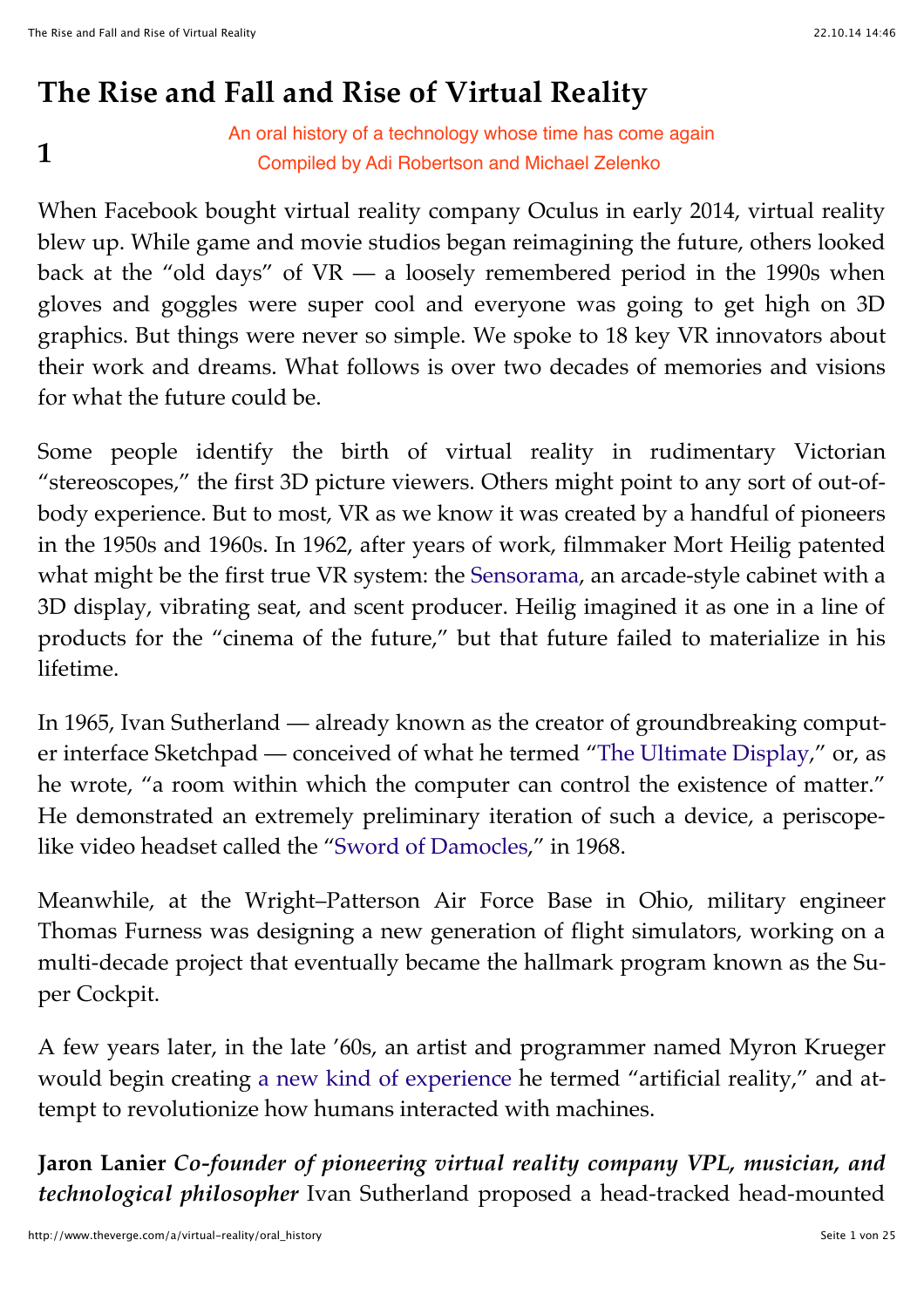# The Rise and Fall and Rise of Virtual Reality

**1**

An oral history of a technology whose time has come again

Compiled by Adi Robertson and Michael Zelenko

When Facebook bought virtual reality company Oculus in early 2014, virtual reality blew up. While game and movie studios began reimagining the future, others looked back at the "old days" of VR — a loosely remembered period in the 1990s when gloves and goggles were super cool and everyone was going to get high on 3D graphics. But things were never so simple. We spoke to 18 key VR innovators about their work and dreams. What follows is over two decades of memories and visions for what the future could be.

Some people identify the birth of virtual reality in rudimentary Victorian "stereoscopes," the first 3D picture viewers. Others might point to any sort of out-of-body experience. But to most, VR as we know it was created by a handful of pioneers in the 1950s and 1960s. In 1962, after years of work, filmmaker Mort Heilig patented what might be the first true VR system: the Sensorama, an arcade-style cabinet with a 3D display, vibrating seat, and scent producer. Heilig imagined it as one in a line of products for the "cinema of the future," but that future failed to materialize in his lifetime.

In 1965, Ivan Sutherland — already known as the creator of groundbreaking computer interface Sketchpad — conceived of what he termed "The Ultimate Display," or, as he wrote, "a room within which the computer can control the existence of matter." He demonstrated an extremely preliminary iteration of such a device, a periscope-like video headset called the "Sword of Damocles," in 1968.

Meanwhile, at the Wright–Patterson Air Force Base in Ohio, military engineer Thomas Furness was designing a new generation of flight simulators, working on a multi-decade project that eventually became the hallmark program known as the Super Cockpit.

A few years later, in the late '60s, an artist and programmer named Myron Krueger would begin creating a new kind of experience he termed "artificial reality," and attempt to revolutionize how humans interacted with machines.

**Jaron Lanier** ***Co-founder of pioneering virtual reality company VPL, musician, and technological philosopher*** Ivan Sutherland proposed a head-tracked head-mounted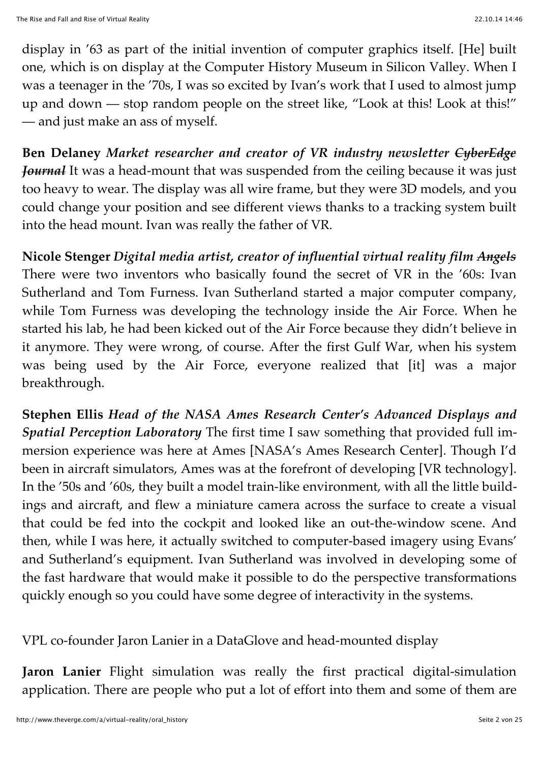display in ’63 as part of the initial invention of computer graphics itself. [He] built one, which is on display at the Computer History Museum in Silicon Valley. When I was a teenager in the ’70s, I was so excited by Ivan’s work that I used to almost jump up and down — stop random people on the street like, “Look at this! Look at this!” — and just make an ass of myself.

**Ben Delaney** *Market researcher and creator of VR industry newsletter ~~CyberEdge Journal~~* It was a head-mount that was suspended from the ceiling because it was just too heavy to wear. The display was all wire frame, but they were 3D models, and you could change your position and see different views thanks to a tracking system built into the head mount. Ivan was really the father of VR.

**Nicole Stenger** *Digital media artist, creator of influential virtual reality film ~~Angels~~* There were two inventors who basically found the secret of VR in the ’60s: Ivan Sutherland and Tom Furness. Ivan Sutherland started a major computer company, while Tom Furness was developing the technology inside the Air Force. When he started his lab, he had been kicked out of the Air Force because they didn’t believe in it anymore. They were wrong, of course. After the first Gulf War, when his system was being used by the Air Force, everyone realized that [it] was a major breakthrough.

**Stephen Ellis** *Head of the NASA Ames Research Center’s Advanced Displays and Spatial Perception Laboratory* The first time I saw something that provided full immersion experience was here at Ames [NASA’s Ames Research Center]. Though I’d been in aircraft simulators, Ames was at the forefront of developing [VR technology]. In the ’50s and ’60s, they built a model train-like environment, with all the little buildings and aircraft, and flew a miniature camera across the surface to create a visual that could be fed into the cockpit and looked like an out-the-window scene. And then, while I was here, it actually switched to computer-based imagery using Evans’ and Sutherland’s equipment. Ivan Sutherland was involved in developing some of the fast hardware that would make it possible to do the perspective transformations quickly enough so you could have some degree of interactivity in the systems.

VPL co-founder Jaron Lanier in a DataGlove and head-mounted display

**Jaron Lanier** Flight simulation was really the first practical digital-simulation application. There are people who put a lot of effort into them and some of them are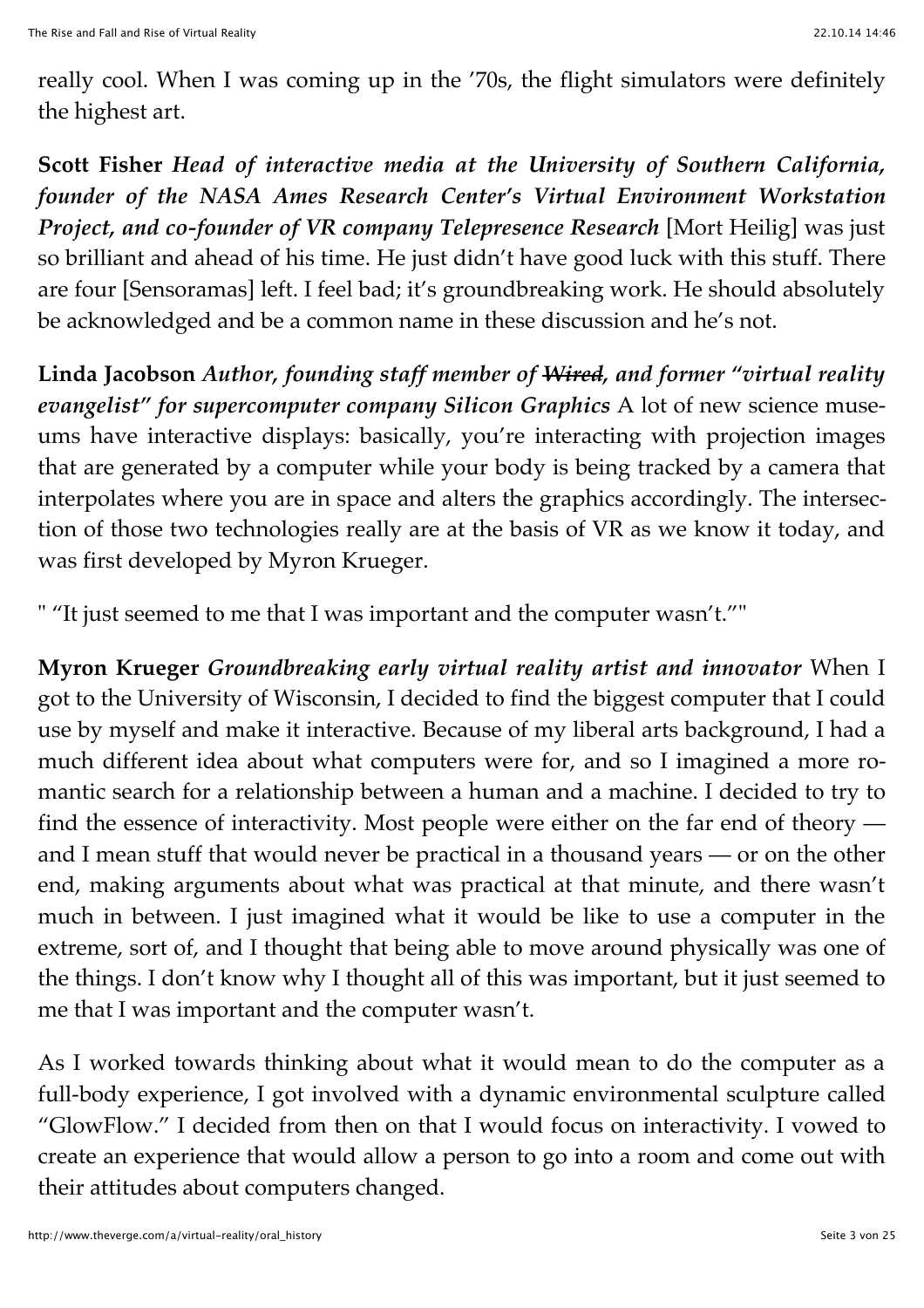really cool. When I was coming up in the ’70s, the flight simulators were definitely the highest art.

**Scott Fisher** *Head of interactive media at the University of Southern California, founder of the NASA Ames Research Center’s Virtual Environment Workstation Project, and co-founder of VR company Telepresence Research* [Mort Heilig] was just so brilliant and ahead of his time. He just didn’t have good luck with this stuff. There are four [Sensoramas] left. I feel bad; it’s groundbreaking work. He should absolutely be acknowledged and be a common name in these discussion and he’s not.

**Linda Jacobson** *Author, founding staff member of ~~Wired~~, and former “virtual reality evangelist” for supercomputer company Silicon Graphics* A lot of new science museums have interactive displays: basically, you’re interacting with projection images that are generated by a computer while your body is being tracked by a camera that interpolates where you are in space and alters the graphics accordingly. The intersection of those two technologies really are at the basis of VR as we know it today, and was first developed by Myron Krueger.

" “It just seemed to me that I was important and the computer wasn’t.”"

**Myron Krueger** *Groundbreaking early virtual reality artist and innovator* When I got to the University of Wisconsin, I decided to find the biggest computer that I could use by myself and make it interactive. Because of my liberal arts background, I had a much different idea about what computers were for, and so I imagined a more romantic search for a relationship between a human and a machine. I decided to try to find the essence of interactivity. Most people were either on the far end of theory — and I mean stuff that would never be practical in a thousand years — or on the other end, making arguments about what was practical at that minute, and there wasn’t much in between. I just imagined what it would be like to use a computer in the extreme, sort of, and I thought that being able to move around physically was one of the things. I don’t know why I thought all of this was important, but it just seemed to me that I was important and the computer wasn’t.

As I worked towards thinking about what it would mean to do the computer as a full-body experience, I got involved with a dynamic environmental sculpture called “GlowFlow.” I decided from then on that I would focus on interactivity. I vowed to create an experience that would allow a person to go into a room and come out with their attitudes about computers changed.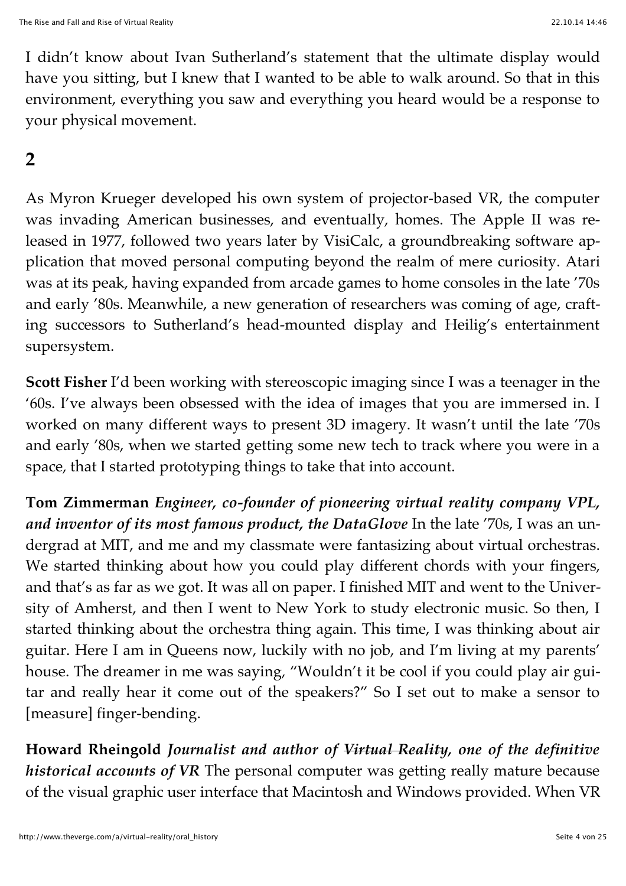I didn't know about Ivan Sutherland's statement that the ultimate display would have you sitting, but I knew that I wanted to be able to walk around. So that in this environment, everything you saw and everything you heard would be a response to your physical movement.

## 2

As Myron Krueger developed his own system of projector-based VR, the computer was invading American businesses, and eventually, homes. The Apple II was released in 1977, followed two years later by VisiCalc, a groundbreaking software application that moved personal computing beyond the realm of mere curiosity. Atari was at its peak, having expanded from arcade games to home consoles in the late '70s and early '80s. Meanwhile, a new generation of researchers was coming of age, crafting successors to Sutherland's head-mounted display and Heilig's entertainment supersystem.

**Scott Fisher** I'd been working with stereoscopic imaging since I was a teenager in the '60s. I've always been obsessed with the idea of images that you are immersed in. I worked on many different ways to present 3D imagery. It wasn't until the late '70s and early '80s, when we started getting some new tech to track where you were in a space, that I started prototyping things to take that into account.

**Tom Zimmerman** ***Engineer, co-founder of pioneering virtual reality company VPL, and inventor of its most famous product, the DataGlove*** In the late '70s, I was an undergrad at MIT, and me and my classmate were fantasizing about virtual orchestras. We started thinking about how you could play different chords with your fingers, and that's as far as we got. It was all on paper. I finished MIT and went to the University of Amherst, and then I went to New York to study electronic music. So then, I started thinking about the orchestra thing again. This time, I was thinking about air guitar. Here I am in Queens now, luckily with no job, and I'm living at my parents' house. The dreamer in me was saying, "Wouldn't it be cool if you could play air guitar and really hear it come out of the speakers?" So I set out to make a sensor to [measure] finger-bending.

**Howard Rheingold** ***Journalist and author of ~~Virtual Reality~~, one of the definitive historical accounts of VR*** The personal computer was getting really mature because of the visual graphic user interface that Macintosh and Windows provided. When VR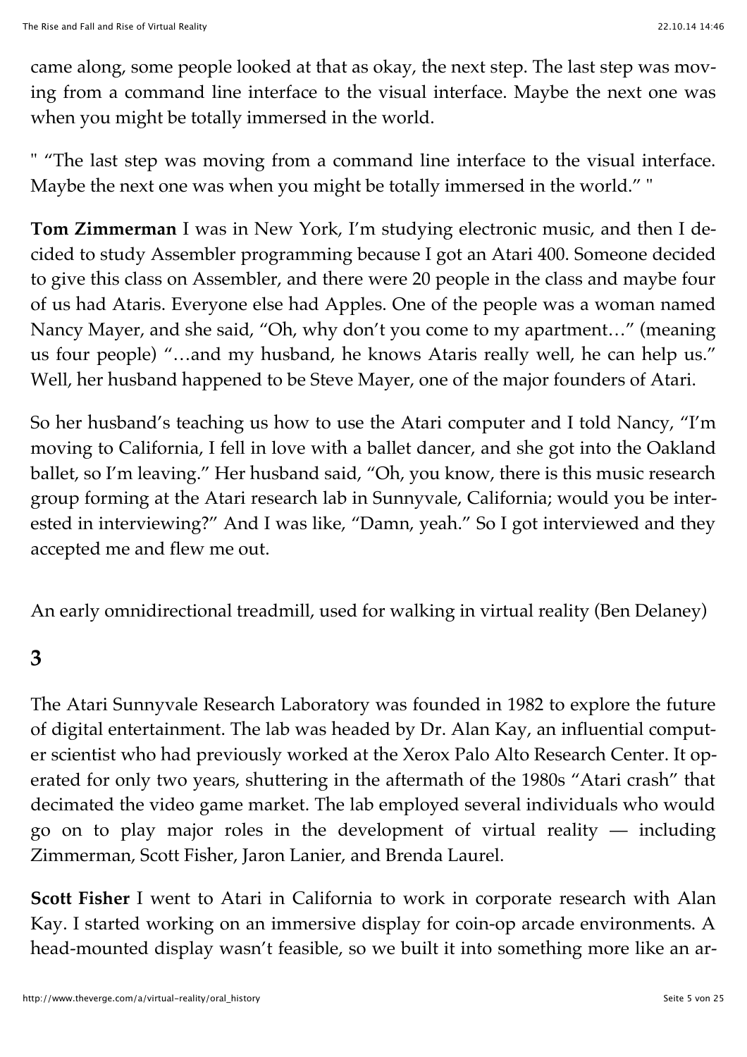came along, some people looked at that as okay, the next step. The last step was moving from a command line interface to the visual interface. Maybe the next one was when you might be totally immersed in the world.

" “The last step was moving from a command line interface to the visual interface. Maybe the next one was when you might be totally immersed in the world.” "

**Tom Zimmerman** I was in New York, I’m studying electronic music, and then I decided to study Assembler programming because I got an Atari 400. Someone decided to give this class on Assembler, and there were 20 people in the class and maybe four of us had Ataris. Everyone else had Apples. One of the people was a woman named Nancy Mayer, and she said, “Oh, why don’t you come to my apartment…” (meaning us four people) “…and my husband, he knows Ataris really well, he can help us.” Well, her husband happened to be Steve Mayer, one of the major founders of Atari.

So her husband’s teaching us how to use the Atari computer and I told Nancy, “I’m moving to California, I fell in love with a ballet dancer, and she got into the Oakland ballet, so I’m leaving.” Her husband said, “Oh, you know, there is this music research group forming at the Atari research lab in Sunnyvale, California; would you be interested in interviewing?” And I was like, “Damn, yeah.” So I got interviewed and they accepted me and flew me out.

An early omnidirectional treadmill, used for walking in virtual reality (Ben Delaney)

## 3

The Atari Sunnyvale Research Laboratory was founded in 1982 to explore the future of digital entertainment. The lab was headed by Dr. Alan Kay, an influential computer scientist who had previously worked at the Xerox Palo Alto Research Center. It operated for only two years, shuttering in the aftermath of the 1980s “Atari crash” that decimated the video game market. The lab employed several individuals who would go on to play major roles in the development of virtual reality — including Zimmerman, Scott Fisher, Jaron Lanier, and Brenda Laurel.

**Scott Fisher** I went to Atari in California to work in corporate research with Alan Kay. I started working on an immersive display for coin-op arcade environments. A head-mounted display wasn’t feasible, so we built it into something more like an ar-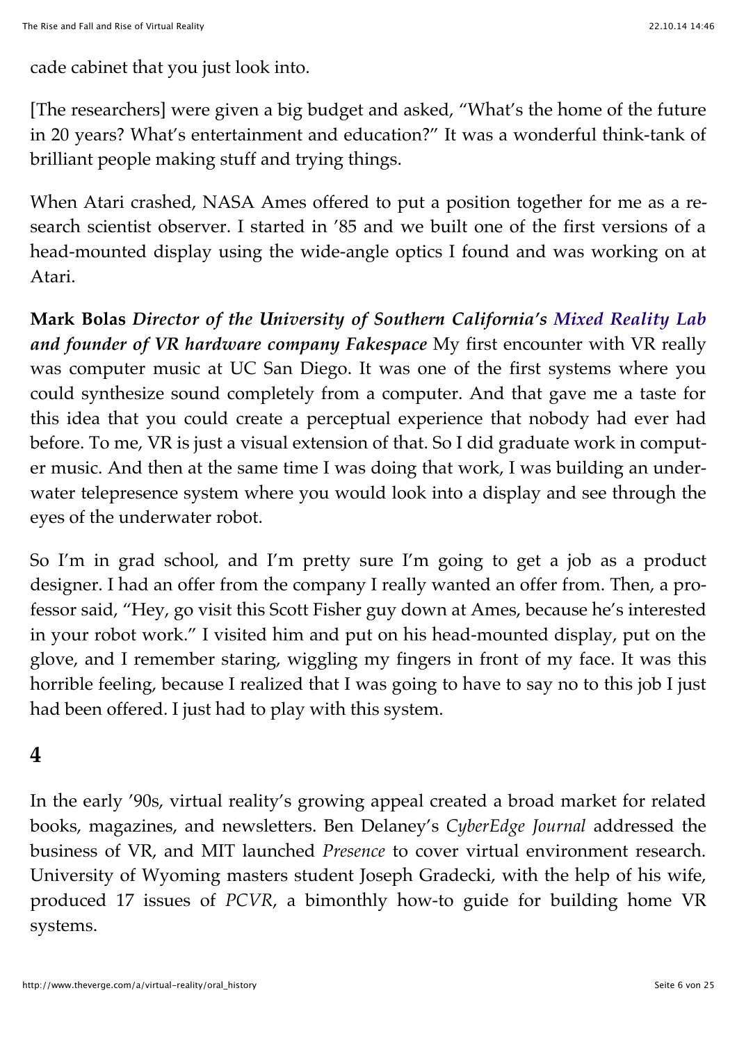cade cabinet that you just look into.

[The researchers] were given a big budget and asked, "What's the home of the future in 20 years? What's entertainment and education?" It was a wonderful think-tank of brilliant people making stuff and trying things.

When Atari crashed, NASA Ames offered to put a position together for me as a research scientist observer. I started in '85 and we built one of the first versions of a head-mounted display using the wide-angle optics I found and was working on at Atari.

**Mark Bolas** ***Director of the University of Southern California's Mixed Reality Lab and founder of VR hardware company Fakespace*** My first encounter with VR really was computer music at UC San Diego. It was one of the first systems where you could synthesize sound completely from a computer. And that gave me a taste for this idea that you could create a perceptual experience that nobody had ever had before. To me, VR is just a visual extension of that. So I did graduate work in computer music. And then at the same time I was doing that work, I was building an underwater telepresence system where you would look into a display and see through the eyes of the underwater robot.

So I'm in grad school, and I'm pretty sure I'm going to get a job as a product designer. I had an offer from the company I really wanted an offer from. Then, a professor said, "Hey, go visit this Scott Fisher guy down at Ames, because he's interested in your robot work." I visited him and put on his head-mounted display, put on the glove, and I remember staring, wiggling my fingers in front of my face. It was this horrible feeling, because I realized that I was going to have to say no to this job I just had been offered. I just had to play with this system.

## 4

In the early '90s, virtual reality's growing appeal created a broad market for related books, magazines, and newsletters. Ben Delaney's *CyberEdge Journal* addressed the business of VR, and MIT launched *Presence* to cover virtual environment research. University of Wyoming masters student Joseph Gradecki, with the help of his wife, produced 17 issues of *PCVR*, a bimonthly how-to guide for building home VR systems.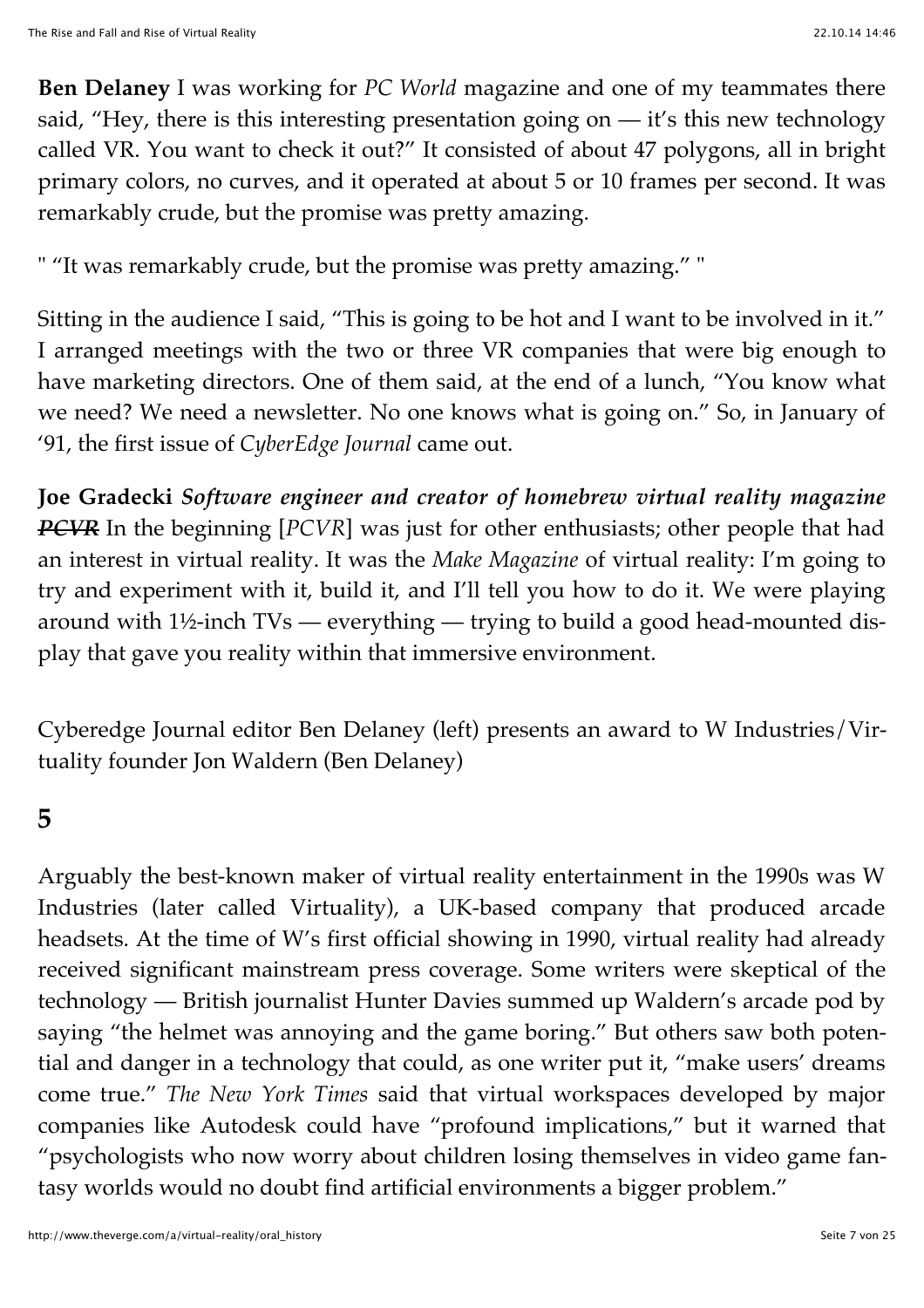**Ben Delaney** I was working for *PC World* magazine and one of my teammates there said, "Hey, there is this interesting presentation going on — it's this new technology called VR. You want to check it out?" It consisted of about 47 polygons, all in bright primary colors, no curves, and it operated at about 5 or 10 frames per second. It was remarkably crude, but the promise was pretty amazing.

" "It was remarkably crude, but the promise was pretty amazing." "

Sitting in the audience I said, "This is going to be hot and I want to be involved in it." I arranged meetings with the two or three VR companies that were big enough to have marketing directors. One of them said, at the end of a lunch, "You know what we need? We need a newsletter. No one knows what is going on." So, in January of '91, the first issue of *CyberEdge Journal* came out.

**Joe Gradecki** ***Software engineer and creator of homebrew virtual reality magazine PCVR*** In the beginning [*PCVR*] was just for other enthusiasts; other people that had an interest in virtual reality. It was the *Make Magazine* of virtual reality: I'm going to try and experiment with it, build it, and I'll tell you how to do it. We were playing around with 1½-inch TVs — everything — trying to build a good head-mounted display that gave you reality within that immersive environment.

Cyberedge Journal editor Ben Delaney (left) presents an award to W Industries/Virtuality founder Jon Waldern (Ben Delaney)

## 5

Arguably the best-known maker of virtual reality entertainment in the 1990s was W Industries (later called Virtuality), a UK-based company that produced arcade headsets. At the time of W's first official showing in 1990, virtual reality had already received significant mainstream press coverage. Some writers were skeptical of the technology — British journalist Hunter Davies summed up Waldern's arcade pod by saying "the helmet was annoying and the game boring." But others saw both potential and danger in a technology that could, as one writer put it, "make users' dreams come true." *The New York Times* said that virtual workspaces developed by major companies like Autodesk could have "profound implications," but it warned that "psychologists who now worry about children losing themselves in video game fantasy worlds would no doubt find artificial environments a bigger problem."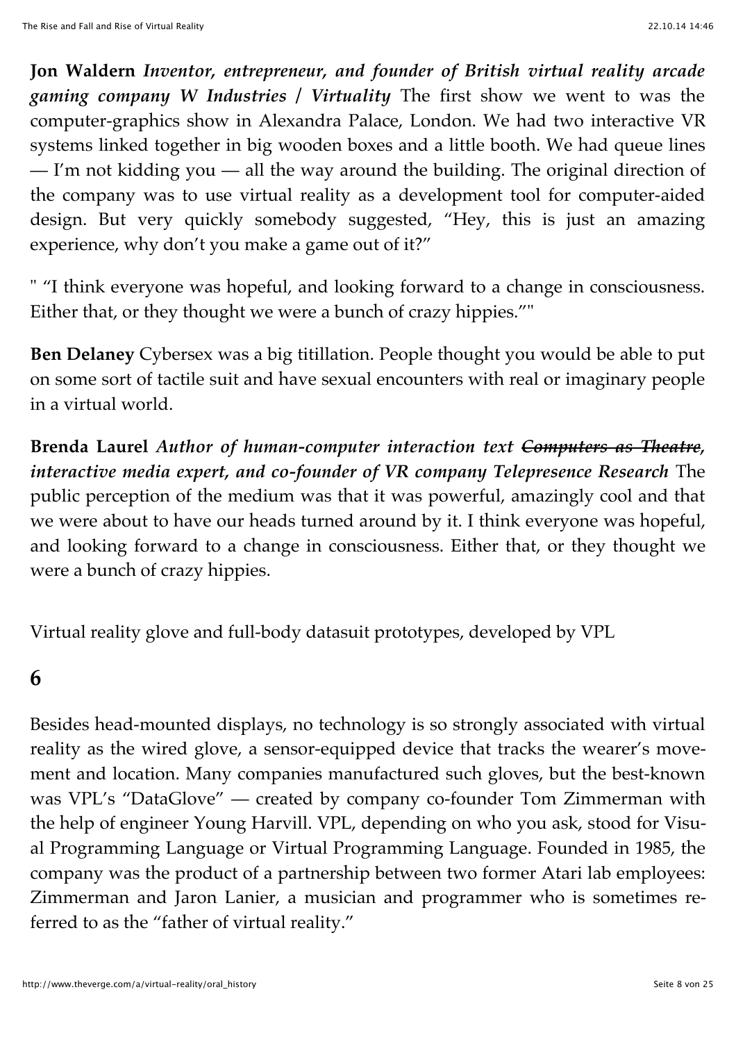**Jon Waldern** ***Inventor, entrepreneur, and founder of British virtual reality arcade gaming company W Industries / Virtuality*** The first show we went to was the computer-graphics show in Alexandra Palace, London. We had two interactive VR systems linked together in big wooden boxes and a little booth. We had queue lines — I'm not kidding you — all the way around the building. The original direction of the company was to use virtual reality as a development tool for computer-aided design. But very quickly somebody suggested, "Hey, this is just an amazing experience, why don't you make a game out of it?"

" "I think everyone was hopeful, and looking forward to a change in consciousness. Either that, or they thought we were a bunch of crazy hippies.""

**Ben Delaney** Cybersex was a big titillation. People thought you would be able to put on some sort of tactile suit and have sexual encounters with real or imaginary people in a virtual world.

**Brenda Laurel** ***Author of human-computer interaction text ~~Computers as Theatre~~, interactive media expert, and co-founder of VR company Telepresence Research*** The public perception of the medium was that it was powerful, amazingly cool and that we were about to have our heads turned around by it. I think everyone was hopeful, and looking forward to a change in consciousness. Either that, or they thought we were a bunch of crazy hippies.

Virtual reality glove and full-body datasuit prototypes, developed by VPL

## 6

Besides head-mounted displays, no technology is so strongly associated with virtual reality as the wired glove, a sensor-equipped device that tracks the wearer's movement and location. Many companies manufactured such gloves, but the best-known was VPL's "DataGlove" — created by company co-founder Tom Zimmerman with the help of engineer Young Harvill. VPL, depending on who you ask, stood for Visual Programming Language or Virtual Programming Language. Founded in 1985, the company was the product of a partnership between two former Atari lab employees: Zimmerman and Jaron Lanier, a musician and programmer who is sometimes referred to as the "father of virtual reality."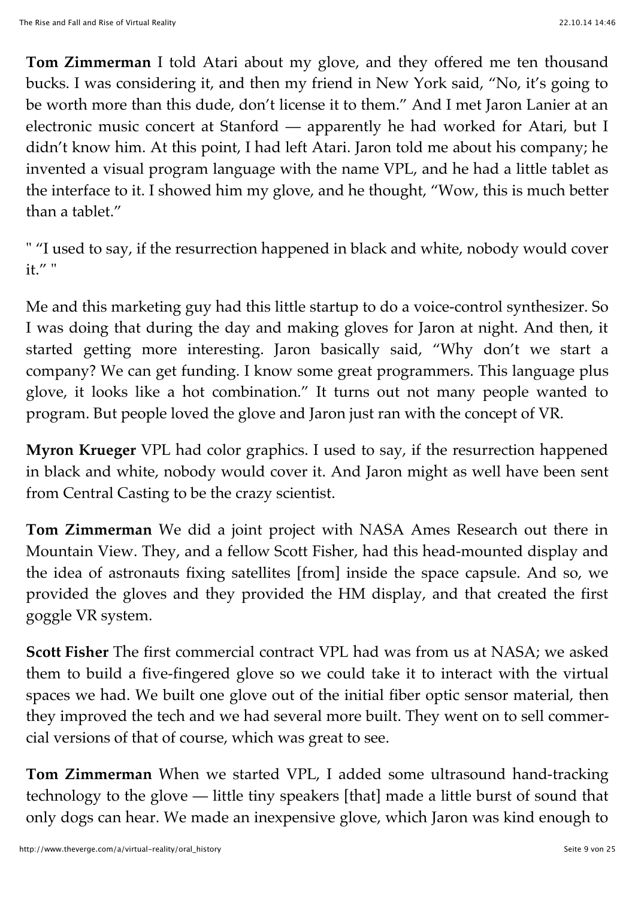**Tom Zimmerman** I told Atari about my glove, and they offered me ten thousand bucks. I was considering it, and then my friend in New York said, "No, it's going to be worth more than this dude, don't license it to them." And I met Jaron Lanier at an electronic music concert at Stanford — apparently he had worked for Atari, but I didn't know him. At this point, I had left Atari. Jaron told me about his company; he invented a visual program language with the name VPL, and he had a little tablet as the interface to it. I showed him my glove, and he thought, "Wow, this is much better than a tablet."

" "I used to say, if the resurrection happened in black and white, nobody would cover it." "

Me and this marketing guy had this little startup to do a voice-control synthesizer. So I was doing that during the day and making gloves for Jaron at night. And then, it started getting more interesting. Jaron basically said, "Why don't we start a company? We can get funding. I know some great programmers. This language plus glove, it looks like a hot combination." It turns out not many people wanted to program. But people loved the glove and Jaron just ran with the concept of VR.

**Myron Krueger** VPL had color graphics. I used to say, if the resurrection happened in black and white, nobody would cover it. And Jaron might as well have been sent from Central Casting to be the crazy scientist.

**Tom Zimmerman** We did a joint project with NASA Ames Research out there in Mountain View. They, and a fellow Scott Fisher, had this head-mounted display and the idea of astronauts fixing satellites [from] inside the space capsule. And so, we provided the gloves and they provided the HM display, and that created the first goggle VR system.

**Scott Fisher** The first commercial contract VPL had was from us at NASA; we asked them to build a five-fingered glove so we could take it to interact with the virtual spaces we had. We built one glove out of the initial fiber optic sensor material, then they improved the tech and we had several more built. They went on to sell commercial versions of that of course, which was great to see.

**Tom Zimmerman** When we started VPL, I added some ultrasound hand-tracking technology to the glove — little tiny speakers [that] made a little burst of sound that only dogs can hear. We made an inexpensive glove, which Jaron was kind enough to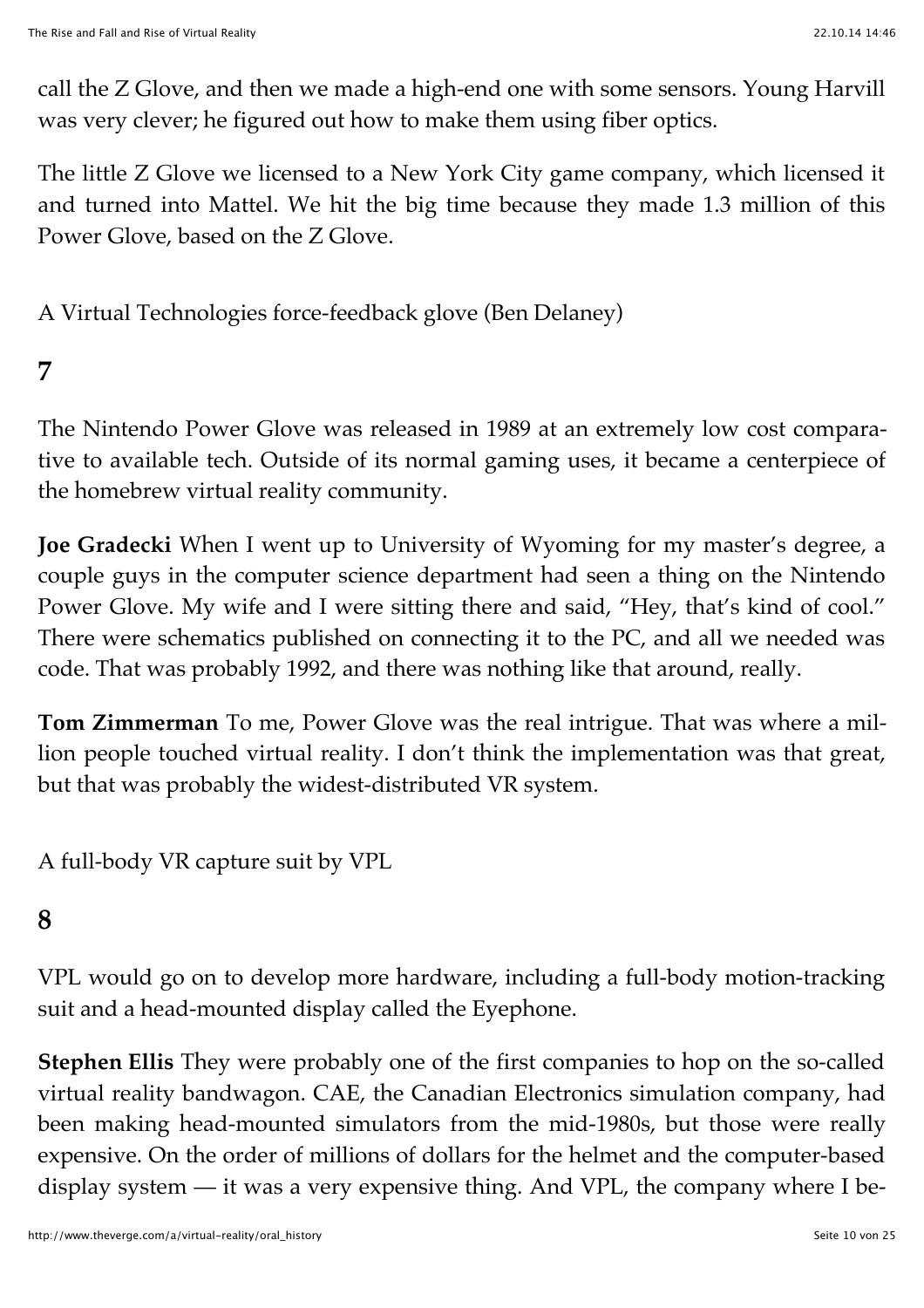call the Z Glove, and then we made a high-end one with some sensors. Young Harvill was very clever; he figured out how to make them using fiber optics.

The little Z Glove we licensed to a New York City game company, which licensed it and turned into Mattel. We hit the big time because they made 1.3 million of this Power Glove, based on the Z Glove.

A Virtual Technologies force-feedback glove (Ben Delaney)

## 7

The Nintendo Power Glove was released in 1989 at an extremely low cost comparative to available tech. Outside of its normal gaming uses, it became a centerpiece of the homebrew virtual reality community.

**Joe Gradecki** When I went up to University of Wyoming for my master's degree, a couple guys in the computer science department had seen a thing on the Nintendo Power Glove. My wife and I were sitting there and said, "Hey, that's kind of cool." There were schematics published on connecting it to the PC, and all we needed was code. That was probably 1992, and there was nothing like that around, really.

**Tom Zimmerman** To me, Power Glove was the real intrigue. That was where a million people touched virtual reality. I don't think the implementation was that great, but that was probably the widest-distributed VR system.

A full-body VR capture suit by VPL

## 8

VPL would go on to develop more hardware, including a full-body motion-tracking suit and a head-mounted display called the Eyephone.

**Stephen Ellis** They were probably one of the first companies to hop on the so-called virtual reality bandwagon. CAE, the Canadian Electronics simulation company, had been making head-mounted simulators from the mid-1980s, but those were really expensive. On the order of millions of dollars for the helmet and the computer-based display system — it was a very expensive thing. And VPL, the company where I be-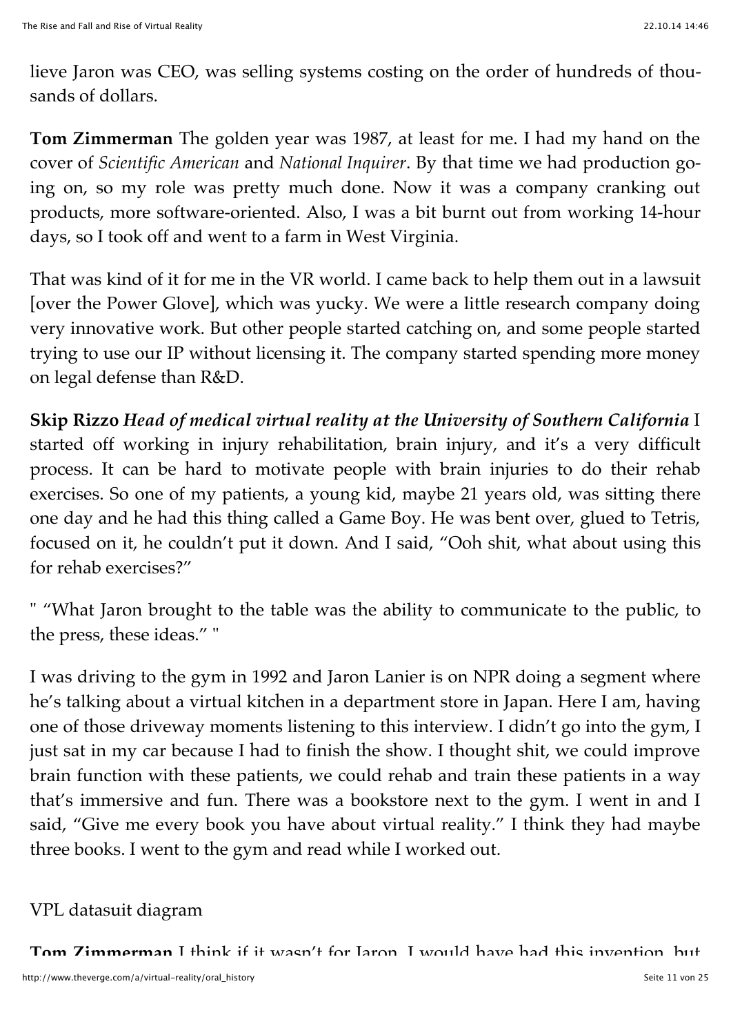lieve Jaron was CEO, was selling systems costing on the order of hundreds of thousands of dollars.

**Tom Zimmerman** The golden year was 1987, at least for me. I had my hand on the cover of *Scientific American* and *National Inquirer*. By that time we had production going on, so my role was pretty much done. Now it was a company cranking out products, more software-oriented. Also, I was a bit burnt out from working 14-hour days, so I took off and went to a farm in West Virginia.

That was kind of it for me in the VR world. I came back to help them out in a lawsuit [over the Power Glove], which was yucky. We were a little research company doing very innovative work. But other people started catching on, and some people started trying to use our IP without licensing it. The company started spending more money on legal defense than R&D.

**Skip Rizzo** ***Head of medical virtual reality at the University of Southern California*** I started off working in injury rehabilitation, brain injury, and it's a very difficult process. It can be hard to motivate people with brain injuries to do their rehab exercises. So one of my patients, a young kid, maybe 21 years old, was sitting there one day and he had this thing called a Game Boy. He was bent over, glued to Tetris, focused on it, he couldn't put it down. And I said, "Ooh shit, what about using this for rehab exercises?"

" "What Jaron brought to the table was the ability to communicate to the public, to the press, these ideas." "

I was driving to the gym in 1992 and Jaron Lanier is on NPR doing a segment where he's talking about a virtual kitchen in a department store in Japan. Here I am, having one of those driveway moments listening to this interview. I didn't go into the gym, I just sat in my car because I had to finish the show. I thought shit, we could improve brain function with these patients, we could rehab and train these patients in a way that's immersive and fun. There was a bookstore next to the gym. I went in and I said, "Give me every book you have about virtual reality." I think they had maybe three books. I went to the gym and read while I worked out.

VPL datasuit diagram

**Tom Zimmerman** I think if it wasn't for Jaron, I would have had this invention, but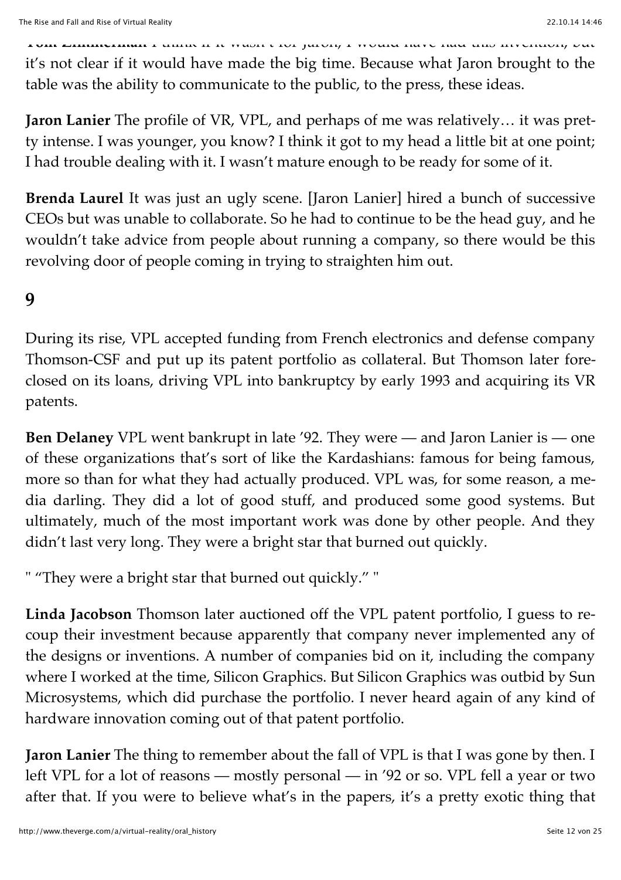**Tom Zimmerman** I think if it wasn't for Jaron, I would have had this invention, but it's not clear if it would have made the big time. Because what Jaron brought to the table was the ability to communicate to the public, to the press, these ideas.

**Jaron Lanier** The profile of VR, VPL, and perhaps of me was relatively… it was pretty intense. I was younger, you know? I think it got to my head a little bit at one point; I had trouble dealing with it. I wasn't mature enough to be ready for some of it.

**Brenda Laurel** It was just an ugly scene. [Jaron Lanier] hired a bunch of successive CEOs but was unable to collaborate. So he had to continue to be the head guy, and he wouldn't take advice from people about running a company, so there would be this revolving door of people coming in trying to straighten him out.

## 9

During its rise, VPL accepted funding from French electronics and defense company Thomson-CSF and put up its patent portfolio as collateral. But Thomson later foreclosed on its loans, driving VPL into bankruptcy by early 1993 and acquiring its VR patents.

**Ben Delaney** VPL went bankrupt in late '92. They were — and Jaron Lanier is — one of these organizations that's sort of like the Kardashians: famous for being famous, more so than for what they had actually produced. VPL was, for some reason, a media darling. They did a lot of good stuff, and produced some good systems. But ultimately, much of the most important work was done by other people. And they didn't last very long. They were a bright star that burned out quickly.

" "They were a bright star that burned out quickly." "

**Linda Jacobson** Thomson later auctioned off the VPL patent portfolio, I guess to recoup their investment because apparently that company never implemented any of the designs or inventions. A number of companies bid on it, including the company where I worked at the time, Silicon Graphics. But Silicon Graphics was outbid by Sun Microsystems, which did purchase the portfolio. I never heard again of any kind of hardware innovation coming out of that patent portfolio.

**Jaron Lanier** The thing to remember about the fall of VPL is that I was gone by then. I left VPL for a lot of reasons — mostly personal — in '92 or so. VPL fell a year or two after that. If you were to believe what's in the papers, it's a pretty exotic thing that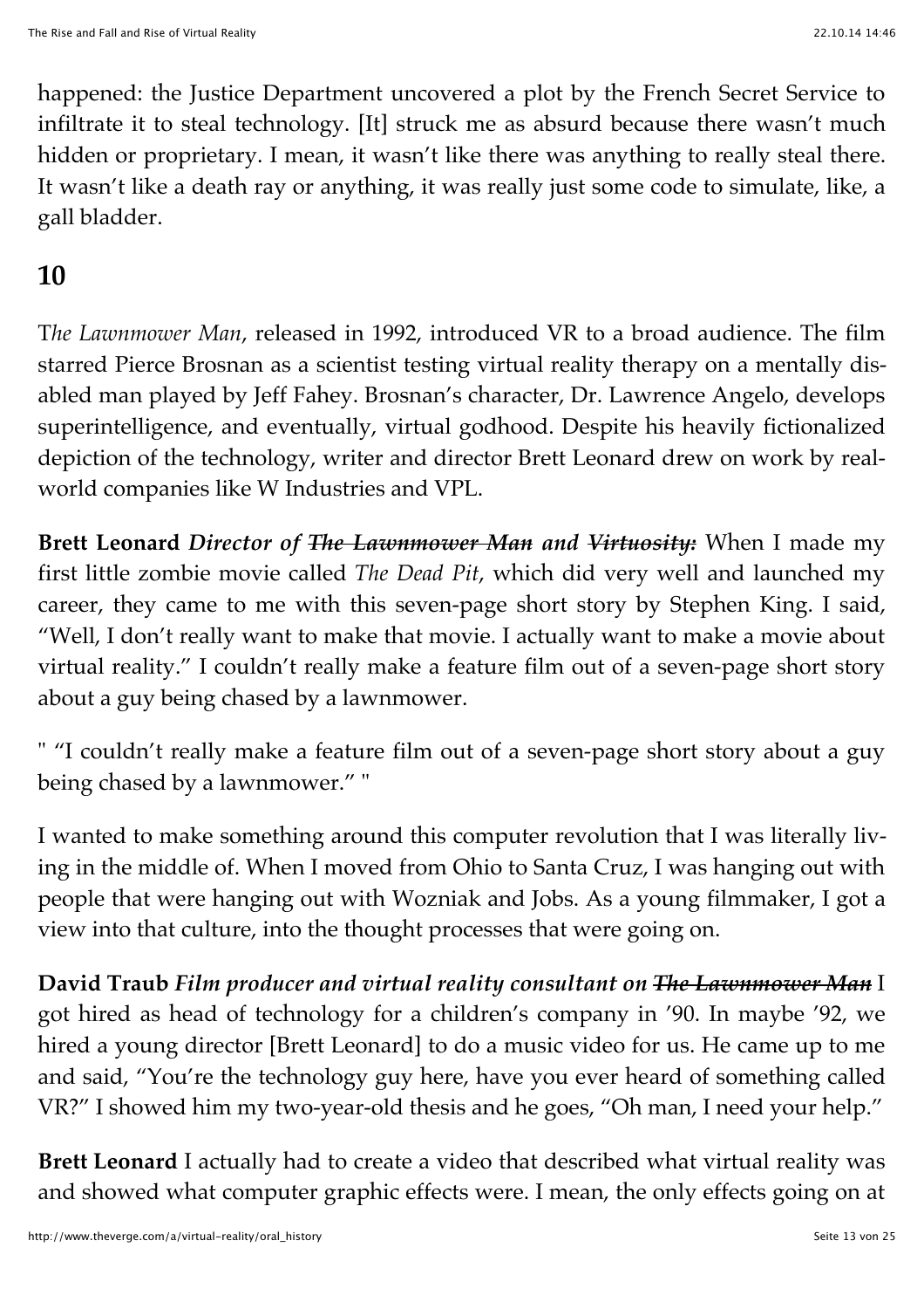happened: the Justice Department uncovered a plot by the French Secret Service to infiltrate it to steal technology. [It] struck me as absurd because there wasn't much hidden or proprietary. I mean, it wasn't like there was anything to really steal there. It wasn't like a death ray or anything, it was really just some code to simulate, like, a gall bladder.

## 10

T*he Lawnmower Man*, released in 1992, introduced VR to a broad audience. The film starred Pierce Brosnan as a scientist testing virtual reality therapy on a mentally disabled man played by Jeff Fahey. Brosnan's character, Dr. Lawrence Angelo, develops superintelligence, and eventually, virtual godhood. Despite his heavily fictionalized depiction of the technology, writer and director Brett Leonard drew on work by real-world companies like W Industries and VPL.

**Brett Leonard** ***Director of ~~The Lawnmower Man~~ and ~~Virtuosity:~~*** When I made my first little zombie movie called *The Dead Pit*, which did very well and launched my career, they came to me with this seven-page short story by Stephen King. I said, "Well, I don't really want to make that movie. I actually want to make a movie about virtual reality." I couldn't really make a feature film out of a seven-page short story about a guy being chased by a lawnmower.

" "I couldn't really make a feature film out of a seven-page short story about a guy being chased by a lawnmower." "

I wanted to make something around this computer revolution that I was literally living in the middle of. When I moved from Ohio to Santa Cruz, I was hanging out with people that were hanging out with Wozniak and Jobs. As a young filmmaker, I got a view into that culture, into the thought processes that were going on.

**David Traub** ***Film producer and virtual reality consultant on ~~The Lawnmower Man~~*** I got hired as head of technology for a children's company in '90. In maybe '92, we hired a young director [Brett Leonard] to do a music video for us. He came up to me and said, "You're the technology guy here, have you ever heard of something called VR?" I showed him my two-year-old thesis and he goes, "Oh man, I need your help."

**Brett Leonard** I actually had to create a video that described what virtual reality was and showed what computer graphic effects were. I mean, the only effects going on at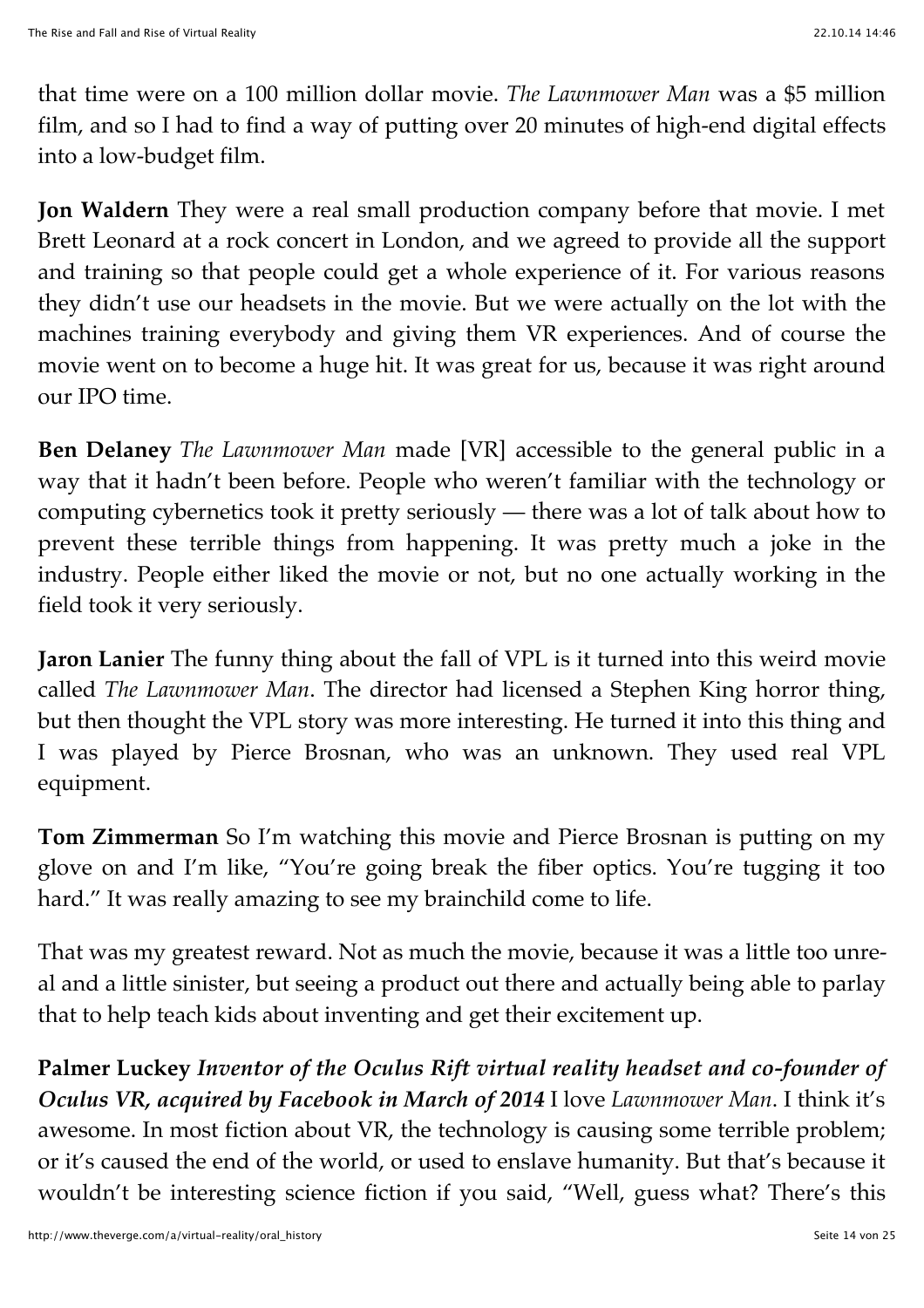that time were on a 100 million dollar movie. *The Lawnmower Man* was a $5 million film, and so I had to find a way of putting over 20 minutes of high-end digital effects into a low-budget film.

**Jon Waldern** They were a real small production company before that movie. I met Brett Leonard at a rock concert in London, and we agreed to provide all the support and training so that people could get a whole experience of it. For various reasons they didn't use our headsets in the movie. But we were actually on the lot with the machines training everybody and giving them VR experiences. And of course the movie went on to become a huge hit. It was great for us, because it was right around our IPO time.

**Ben Delaney** *The Lawnmower Man* made [VR] accessible to the general public in a way that it hadn't been before. People who weren't familiar with the technology or computing cybernetics took it pretty seriously — there was a lot of talk about how to prevent these terrible things from happening. It was pretty much a joke in the industry. People either liked the movie or not, but no one actually working in the field took it very seriously.

**Jaron Lanier** The funny thing about the fall of VPL is it turned into this weird movie called *The Lawnmower Man*. The director had licensed a Stephen King horror thing, but then thought the VPL story was more interesting. He turned it into this thing and I was played by Pierce Brosnan, who was an unknown. They used real VPL equipment.

**Tom Zimmerman** So I'm watching this movie and Pierce Brosnan is putting on my glove on and I'm like, "You're going break the fiber optics. You're tugging it too hard." It was really amazing to see my brainchild come to life.

That was my greatest reward. Not as much the movie, because it was a little too unreal and a little sinister, but seeing a product out there and actually being able to parlay that to help teach kids about inventing and get their excitement up.

***Palmer Luckey** Inventor of the Oculus Rift virtual reality headset and co-founder of Oculus VR, acquired by Facebook in March of 2014* I love *Lawnmower Man*. I think it's awesome. In most fiction about VR, the technology is causing some terrible problem; or it's caused the end of the world, or used to enslave humanity. But that's because it wouldn't be interesting science fiction if you said, "Well, guess what? There's this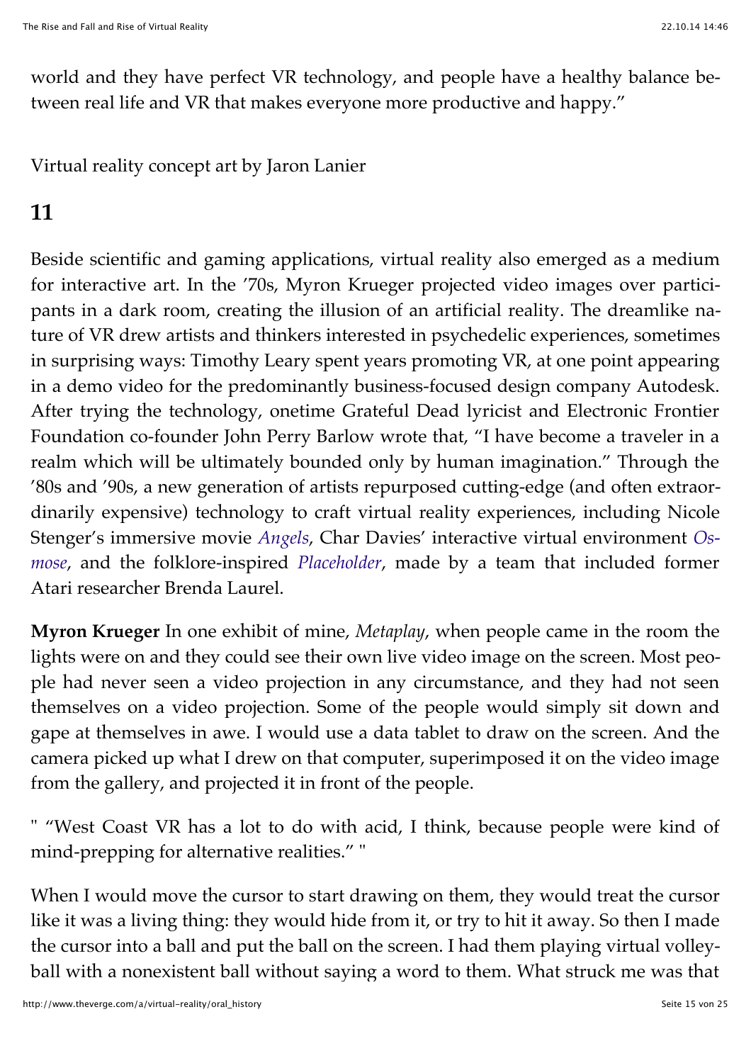world and they have perfect VR technology, and people have a healthy balance between real life and VR that makes everyone more productive and happy."

Virtual reality concept art by Jaron Lanier

## 11

Beside scientific and gaming applications, virtual reality also emerged as a medium for interactive art. In the '70s, Myron Krueger projected video images over participants in a dark room, creating the illusion of an artificial reality. The dreamlike nature of VR drew artists and thinkers interested in psychedelic experiences, sometimes in surprising ways: Timothy Leary spent years promoting VR, at one point appearing in a demo video for the predominantly business-focused design company Autodesk. After trying the technology, onetime Grateful Dead lyricist and Electronic Frontier Foundation co-founder John Perry Barlow wrote that, "I have become a traveler in a realm which will be ultimately bounded only by human imagination." Through the '80s and '90s, a new generation of artists repurposed cutting-edge (and often extraordinarily expensive) technology to craft virtual reality experiences, including Nicole Stenger's immersive movie *Angels*, Char Davies' interactive virtual environment *Osmose*, and the folklore-inspired *Placeholder*, made by a team that included former Atari researcher Brenda Laurel.

**Myron Krueger** In one exhibit of mine, *Metaplay*, when people came in the room the lights were on and they could see their own live video image on the screen. Most people had never seen a video projection in any circumstance, and they had not seen themselves on a video projection. Some of the people would simply sit down and gape at themselves in awe. I would use a data tablet to draw on the screen. And the camera picked up what I drew on that computer, superimposed it on the video image from the gallery, and projected it in front of the people.

" "West Coast VR has a lot to do with acid, I think, because people were kind of mind-prepping for alternative realities." "

When I would move the cursor to start drawing on them, they would treat the cursor like it was a living thing: they would hide from it, or try to hit it away. So then I made the cursor into a ball and put the ball on the screen. I had them playing virtual volleyball with a nonexistent ball without saying a word to them. What struck me was that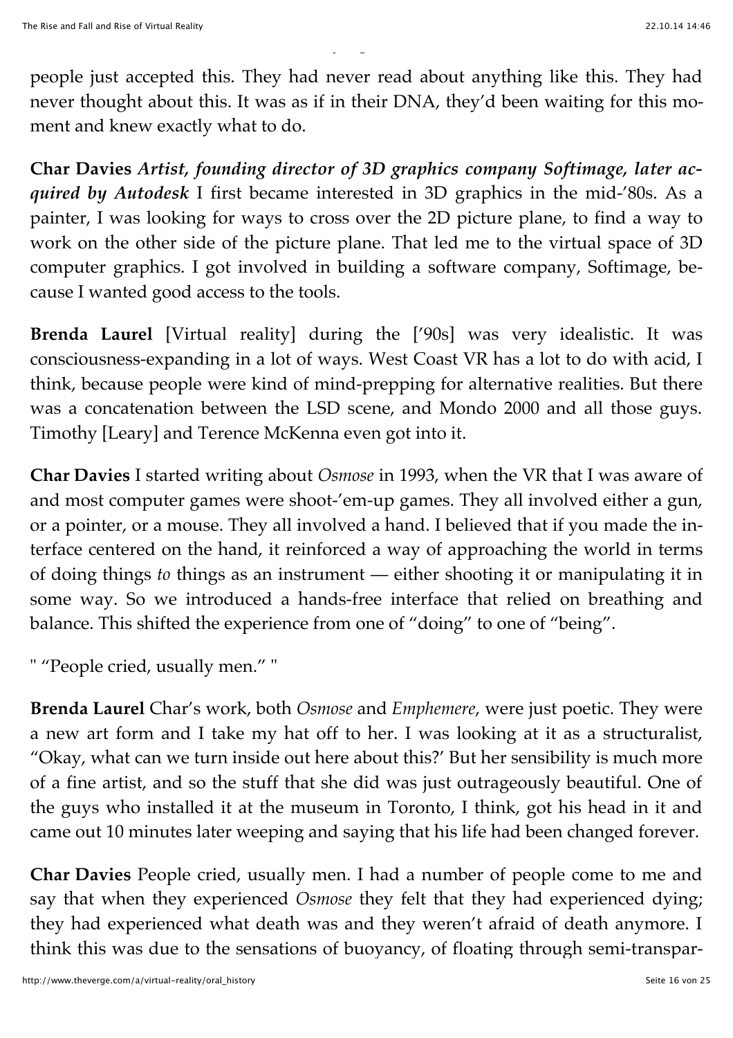people just accepted this. They had never read about anything like this. They had never thought about this. It was as if in their DNA, they'd been waiting for this moment and knew exactly what to do.

**Char Davies** *Artist, founding director of 3D graphics company Softimage, later acquired by Autodesk* I first became interested in 3D graphics in the mid-'80s. As a painter, I was looking for ways to cross over the 2D picture plane, to find a way to work on the other side of the picture plane. That led me to the virtual space of 3D computer graphics. I got involved in building a software company, Softimage, because I wanted good access to the tools.

**Brenda Laurel** [Virtual reality] during the ['90s] was very idealistic. It was consciousness-expanding in a lot of ways. West Coast VR has a lot to do with acid, I think, because people were kind of mind-prepping for alternative realities. But there was a concatenation between the LSD scene, and Mondo 2000 and all those guys. Timothy [Leary] and Terence McKenna even got into it.

**Char Davies** I started writing about *Osmose* in 1993, when the VR that I was aware of and most computer games were shoot-'em-up games. They all involved either a gun, or a pointer, or a mouse. They all involved a hand. I believed that if you made the interface centered on the hand, it reinforced a way of approaching the world in terms of doing things *to* things as an instrument — either shooting it or manipulating it in some way. So we introduced a hands-free interface that relied on breathing and balance. This shifted the experience from one of "doing" to one of "being".

" "People cried, usually men." "

**Brenda Laurel** Char's work, both *Osmose* and *Emphemere*, were just poetic. They were a new art form and I take my hat off to her. I was looking at it as a structuralist, "Okay, what can we turn inside out here about this?' But her sensibility is much more of a fine artist, and so the stuff that she did was just outrageously beautiful. One of the guys who installed it at the museum in Toronto, I think, got his head in it and came out 10 minutes later weeping and saying that his life had been changed forever.

**Char Davies** People cried, usually men. I had a number of people come to me and say that when they experienced *Osmose* they felt that they had experienced dying; they had experienced what death was and they weren't afraid of death anymore. I think this was due to the sensations of buoyancy, of floating through semi-transpar-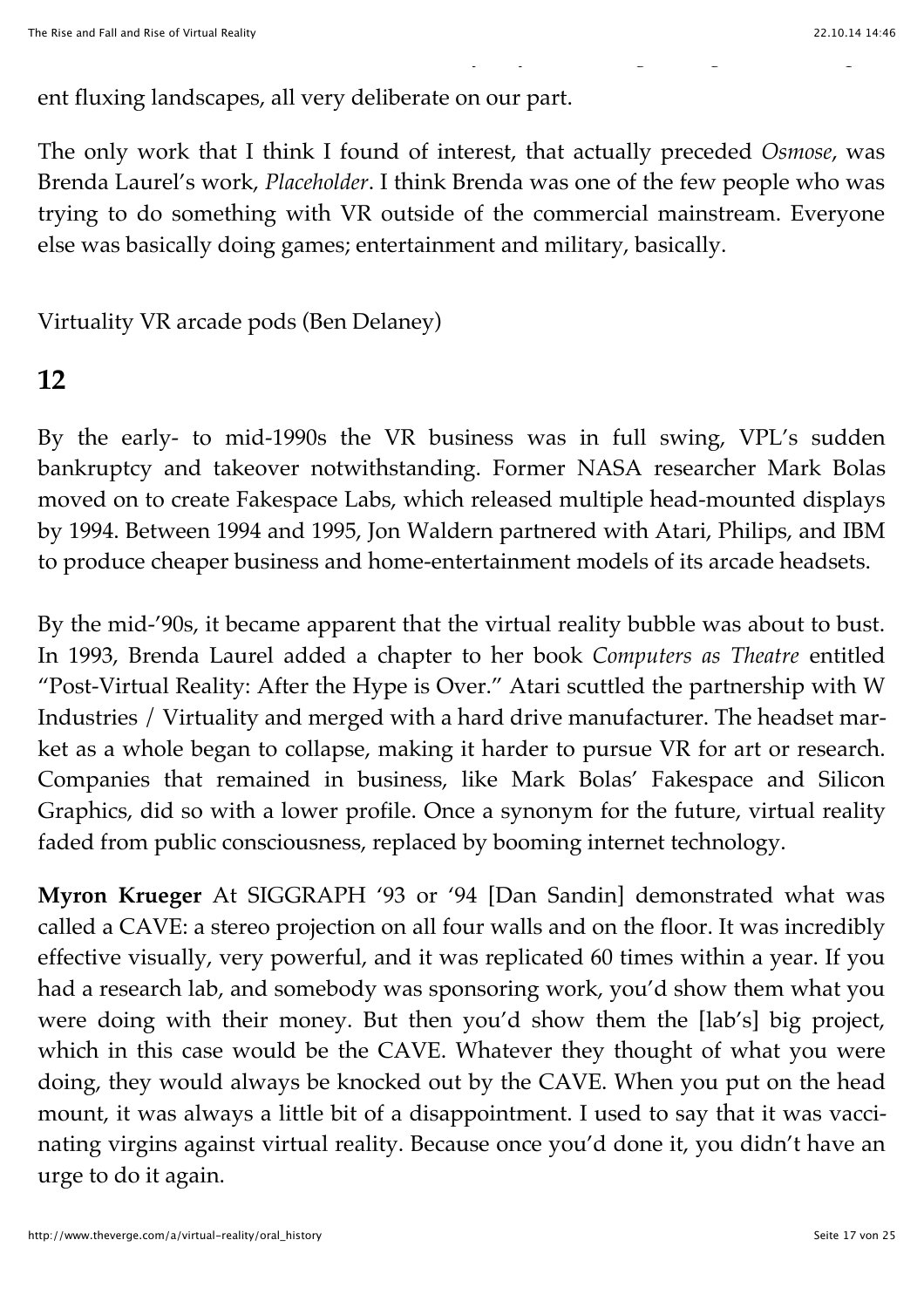ent fluxing landscapes, all very deliberate on our part.

The only work that I think I found of interest, that actually preceded *Osmose*, was Brenda Laurel's work, *Placeholder*. I think Brenda was one of the few people who was trying to do something with VR outside of the commercial mainstream. Everyone else was basically doing games; entertainment and military, basically.

Virtuality VR arcade pods (Ben Delaney)

## 12

By the early- to mid-1990s the VR business was in full swing, VPL's sudden bankruptcy and takeover notwithstanding. Former NASA researcher Mark Bolas moved on to create Fakespace Labs, which released multiple head-mounted displays by 1994. Between 1994 and 1995, Jon Waldern partnered with Atari, Philips, and IBM to produce cheaper business and home-entertainment models of its arcade headsets.

By the mid-'90s, it became apparent that the virtual reality bubble was about to bust. In 1993, Brenda Laurel added a chapter to her book *Computers as Theatre* entitled "Post-Virtual Reality: After the Hype is Over." Atari scuttled the partnership with W Industries / Virtuality and merged with a hard drive manufacturer. The headset market as a whole began to collapse, making it harder to pursue VR for art or research. Companies that remained in business, like Mark Bolas' Fakespace and Silicon Graphics, did so with a lower profile. Once a synonym for the future, virtual reality faded from public consciousness, replaced by booming internet technology.

**Myron Krueger** At SIGGRAPH '93 or '94 [Dan Sandin] demonstrated what was called a CAVE: a stereo projection on all four walls and on the floor. It was incredibly effective visually, very powerful, and it was replicated 60 times within a year. If you had a research lab, and somebody was sponsoring work, you'd show them what you were doing with their money. But then you'd show them the [lab's] big project, which in this case would be the CAVE. Whatever they thought of what you were doing, they would always be knocked out by the CAVE. When you put on the head mount, it was always a little bit of a disappointment. I used to say that it was vaccinating virgins against virtual reality. Because once you'd done it, you didn't have an urge to do it again.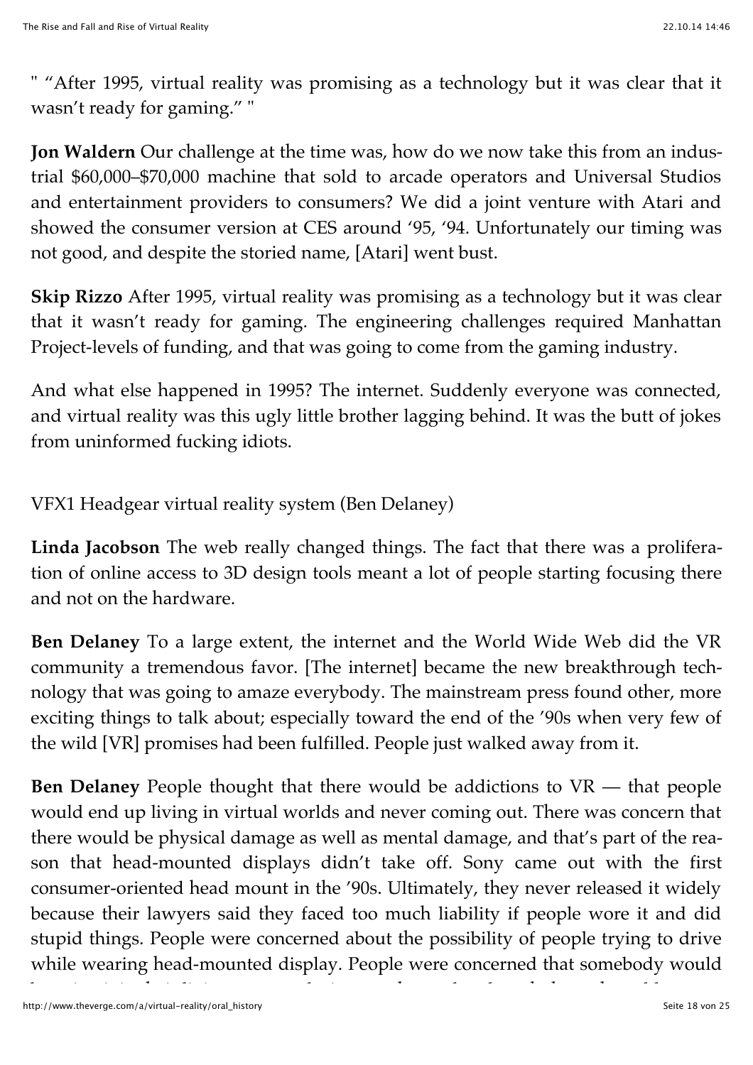" “After 1995, virtual reality was promising as a technology but it was clear that it wasn’t ready for gaming.” "

**Jon Waldern** Our challenge at the time was, how do we now take this from an industrial $60,000–$70,000 machine that sold to arcade operators and Universal Studios and entertainment providers to consumers? We did a joint venture with Atari and showed the consumer version at CES around ‘95, ‘94. Unfortunately our timing was not good, and despite the storied name, [Atari] went bust.

**Skip Rizzo** After 1995, virtual reality was promising as a technology but it was clear that it wasn’t ready for gaming. The engineering challenges required Manhattan Project-levels of funding, and that was going to come from the gaming industry.

And what else happened in 1995? The internet. Suddenly everyone was connected, and virtual reality was this ugly little brother lagging behind. It was the butt of jokes from uninformed fucking idiots.

VFX1 Headgear virtual reality system (Ben Delaney)

**Linda Jacobson** The web really changed things. The fact that there was a proliferation of online access to 3D design tools meant a lot of people starting focusing there and not on the hardware.

**Ben Delaney** To a large extent, the internet and the World Wide Web did the VR community a tremendous favor. [The internet] became the new breakthrough technology that was going to amaze everybody. The mainstream press found other, more exciting things to talk about; especially toward the end of the ’90s when very few of the wild [VR] promises had been fulfilled. People just walked away from it.

**Ben Delaney** People thought that there would be addictions to VR — that people would end up living in virtual worlds and never coming out. There was concern that there would be physical damage as well as mental damage, and that’s part of the reason that head-mounted displays didn’t take off. Sony came out with the first consumer-oriented head mount in the ’90s. Ultimately, they never released it widely because their lawyers said they faced too much liability if people wore it and did stupid things. People were concerned about the possibility of people trying to drive while wearing head-mounted display. People were concerned that somebody would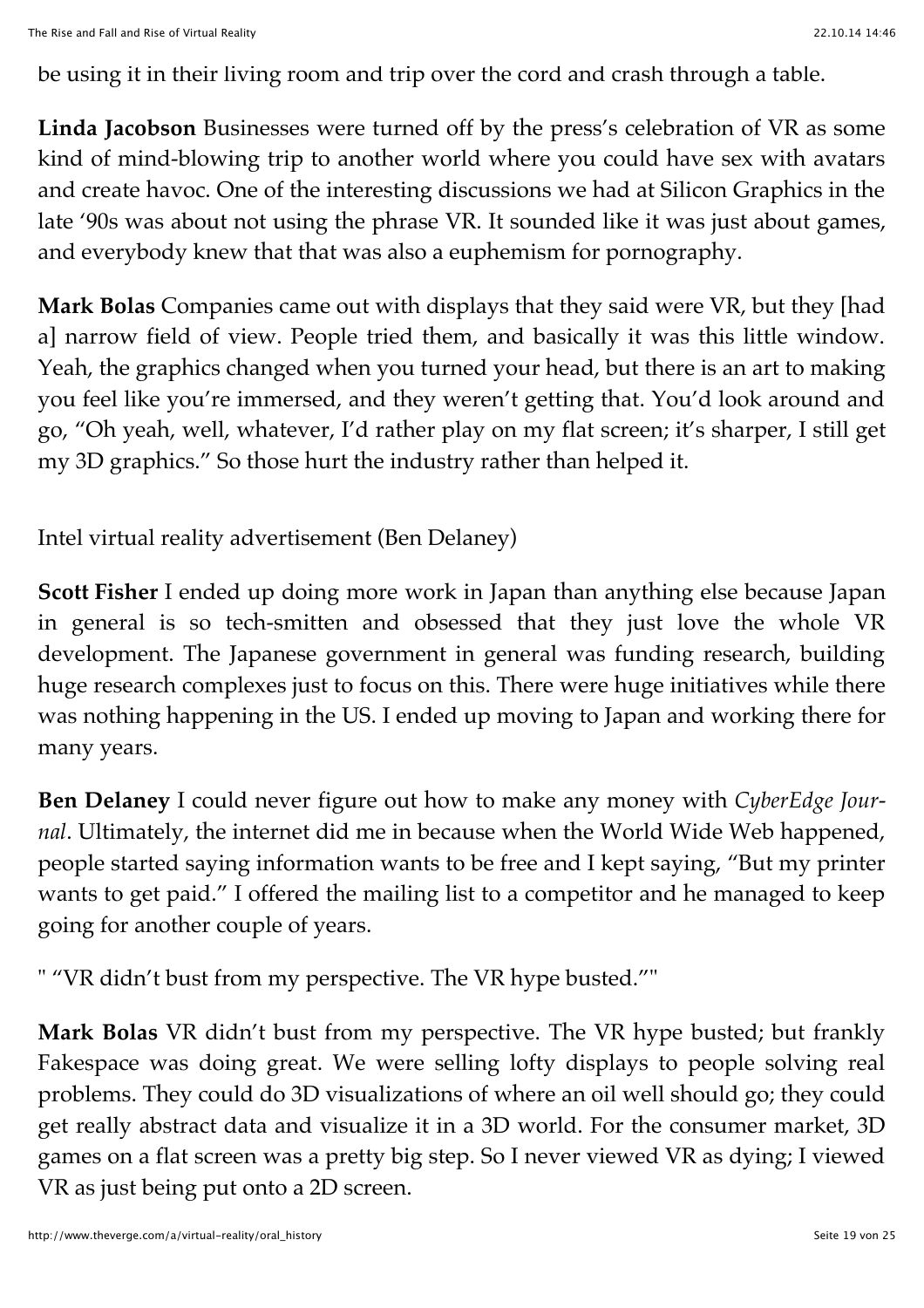be using it in their living room and trip over the cord and crash through a table.

**Linda Jacobson** Businesses were turned off by the press's celebration of VR as some kind of mind-blowing trip to another world where you could have sex with avatars and create havoc. One of the interesting discussions we had at Silicon Graphics in the late '90s was about not using the phrase VR. It sounded like it was just about games, and everybody knew that that was also a euphemism for pornography.

**Mark Bolas** Companies came out with displays that they said were VR, but they [had a] narrow field of view. People tried them, and basically it was this little window. Yeah, the graphics changed when you turned your head, but there is an art to making you feel like you're immersed, and they weren't getting that. You'd look around and go, "Oh yeah, well, whatever, I'd rather play on my flat screen; it's sharper, I still get my 3D graphics." So those hurt the industry rather than helped it.

Intel virtual reality advertisement (Ben Delaney)

**Scott Fisher** I ended up doing more work in Japan than anything else because Japan in general is so tech-smitten and obsessed that they just love the whole VR development. The Japanese government in general was funding research, building huge research complexes just to focus on this. There were huge initiatives while there was nothing happening in the US. I ended up moving to Japan and working there for many years.

**Ben Delaney** I could never figure out how to make any money with *CyberEdge Journal*. Ultimately, the internet did me in because when the World Wide Web happened, people started saying information wants to be free and I kept saying, "But my printer wants to get paid." I offered the mailing list to a competitor and he managed to keep going for another couple of years.

" "VR didn't bust from my perspective. The VR hype busted.""

**Mark Bolas** VR didn't bust from my perspective. The VR hype busted; but frankly Fakespace was doing great. We were selling lofty displays to people solving real problems. They could do 3D visualizations of where an oil well should go; they could get really abstract data and visualize it in a 3D world. For the consumer market, 3D games on a flat screen was a pretty big step. So I never viewed VR as dying; I viewed VR as just being put onto a 2D screen.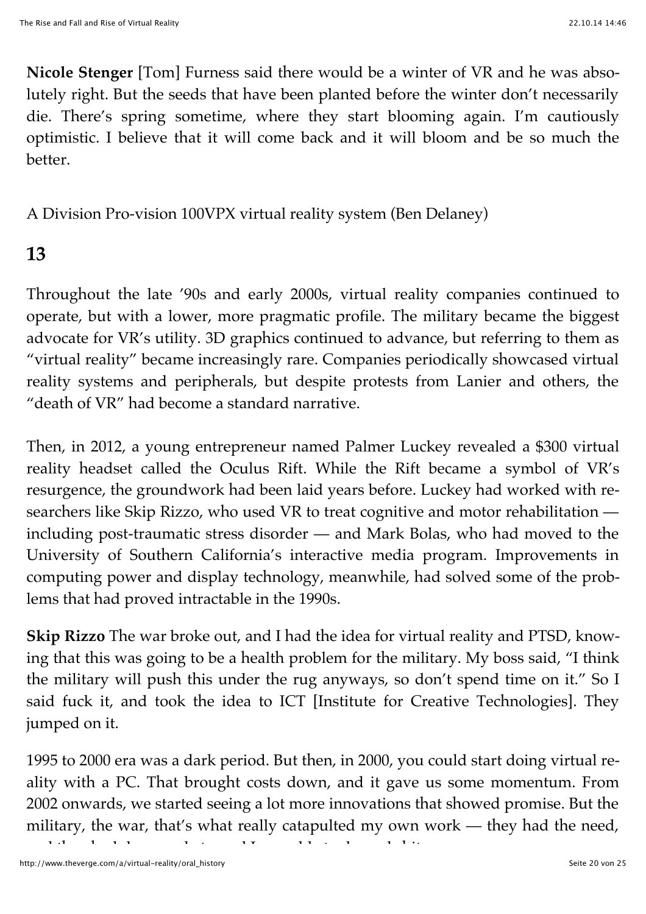**Nicole Stenger** [Tom] Furness said there would be a winter of VR and he was absolutely right. But the seeds that have been planted before the winter don't necessarily die. There's spring sometime, where they start blooming again. I'm cautiously optimistic. I believe that it will come back and it will bloom and be so much the better.

A Division Pro-vision 100VPX virtual reality system (Ben Delaney)

## 13

Throughout the late '90s and early 2000s, virtual reality companies continued to operate, but with a lower, more pragmatic profile. The military became the biggest advocate for VR's utility. 3D graphics continued to advance, but referring to them as "virtual reality" became increasingly rare. Companies periodically showcased virtual reality systems and peripherals, but despite protests from Lanier and others, the "death of VR" had become a standard narrative.

Then, in 2012, a young entrepreneur named Palmer Luckey revealed a $300 virtual reality headset called the Oculus Rift. While the Rift became a symbol of VR's resurgence, the groundwork had been laid years before. Luckey had worked with researchers like Skip Rizzo, who used VR to treat cognitive and motor rehabilitation — including post-traumatic stress disorder — and Mark Bolas, who had moved to the University of Southern California's interactive media program. Improvements in computing power and display technology, meanwhile, had solved some of the problems that had proved intractable in the 1990s.

**Skip Rizzo** The war broke out, and I had the idea for virtual reality and PTSD, knowing that this was going to be a health problem for the military. My boss said, "I think the military will push this under the rug anyways, so don't spend time on it." So I said fuck it, and took the idea to ICT [Institute for Creative Technologies]. They jumped on it.

1995 to 2000 era was a dark period. But then, in 2000, you could start doing virtual reality with a PC. That brought costs down, and it gave us some momentum. From 2002 onwards, we started seeing a lot more innovations that showed promise. But the military, the war, that's what really catapulted my own work — they had the need,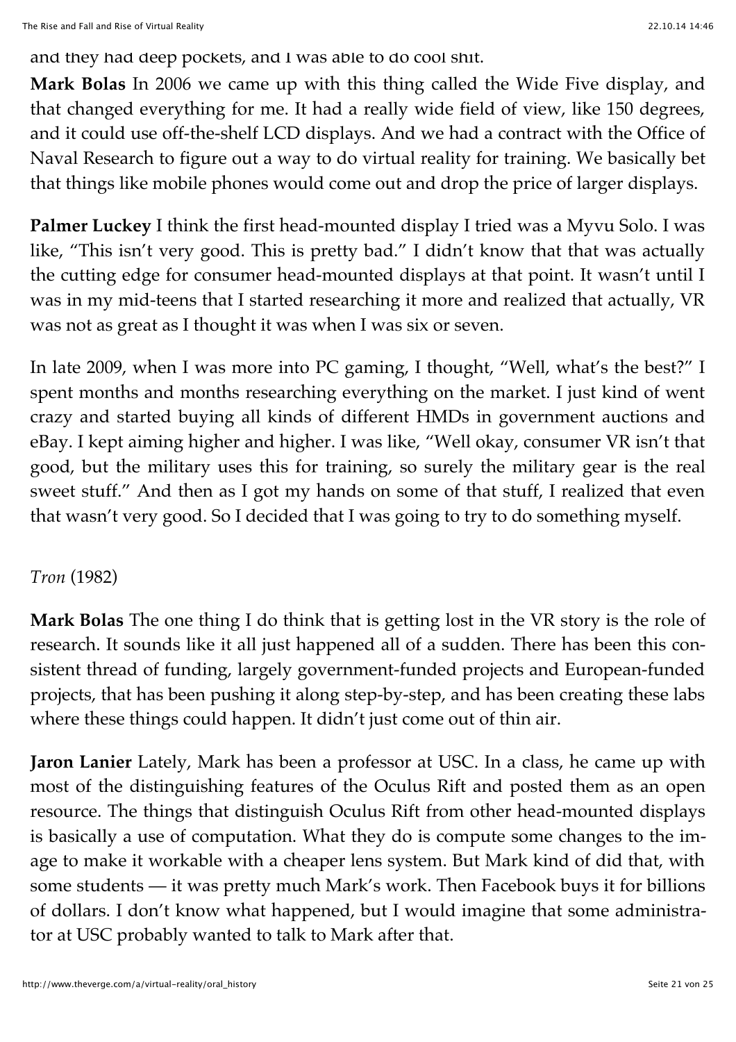and they had deep pockets, and I was able to do cool shit.

**Mark Bolas** In 2006 we came up with this thing called the Wide Five display, and that changed everything for me. It had a really wide field of view, like 150 degrees, and it could use off-the-shelf LCD displays. And we had a contract with the Office of Naval Research to figure out a way to do virtual reality for training. We basically bet that things like mobile phones would come out and drop the price of larger displays.

**Palmer Luckey** I think the first head-mounted display I tried was a Myvu Solo. I was like, "This isn't very good. This is pretty bad." I didn't know that that was actually the cutting edge for consumer head-mounted displays at that point. It wasn't until I was in my mid-teens that I started researching it more and realized that actually, VR was not as great as I thought it was when I was six or seven.

In late 2009, when I was more into PC gaming, I thought, "Well, what's the best?" I spent months and months researching everything on the market. I just kind of went crazy and started buying all kinds of different HMDs in government auctions and eBay. I kept aiming higher and higher. I was like, "Well okay, consumer VR isn't that good, but the military uses this for training, so surely the military gear is the real sweet stuff." And then as I got my hands on some of that stuff, I realized that even that wasn't very good. So I decided that I was going to try to do something myself.

*Tron* (1982)

**Mark Bolas** The one thing I do think that is getting lost in the VR story is the role of research. It sounds like it all just happened all of a sudden. There has been this consistent thread of funding, largely government-funded projects and European-funded projects, that has been pushing it along step-by-step, and has been creating these labs where these things could happen. It didn't just come out of thin air.

**Jaron Lanier** Lately, Mark has been a professor at USC. In a class, he came up with most of the distinguishing features of the Oculus Rift and posted them as an open resource. The things that distinguish Oculus Rift from other head-mounted displays is basically a use of computation. What they do is compute some changes to the image to make it workable with a cheaper lens system. But Mark kind of did that, with some students — it was pretty much Mark's work. Then Facebook buys it for billions of dollars. I don't know what happened, but I would imagine that some administrator at USC probably wanted to talk to Mark after that.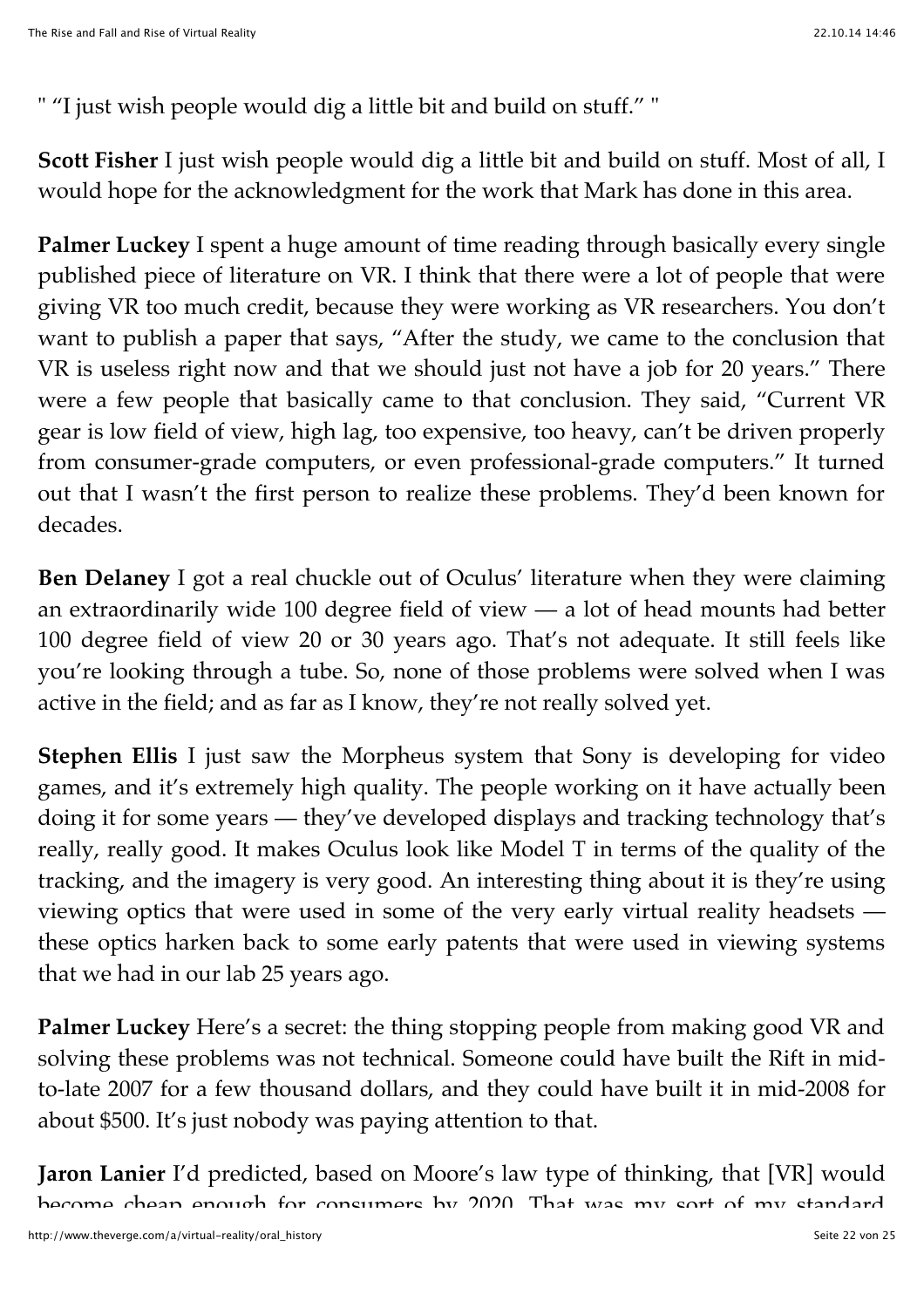" "I just wish people would dig a little bit and build on stuff." "

**Scott Fisher** I just wish people would dig a little bit and build on stuff. Most of all, I would hope for the acknowledgment for the work that Mark has done in this area.

**Palmer Luckey** I spent a huge amount of time reading through basically every single published piece of literature on VR. I think that there were a lot of people that were giving VR too much credit, because they were working as VR researchers. You don't want to publish a paper that says, "After the study, we came to the conclusion that VR is useless right now and that we should just not have a job for 20 years." There were a few people that basically came to that conclusion. They said, "Current VR gear is low field of view, high lag, too expensive, too heavy, can't be driven properly from consumer-grade computers, or even professional-grade computers." It turned out that I wasn't the first person to realize these problems. They'd been known for decades.

**Ben Delaney** I got a real chuckle out of Oculus' literature when they were claiming an extraordinarily wide 100 degree field of view — a lot of head mounts had better 100 degree field of view 20 or 30 years ago. That's not adequate. It still feels like you're looking through a tube. So, none of those problems were solved when I was active in the field; and as far as I know, they're not really solved yet.

**Stephen Ellis** I just saw the Morpheus system that Sony is developing for video games, and it's extremely high quality. The people working on it have actually been doing it for some years — they've developed displays and tracking technology that's really, really good. It makes Oculus look like Model T in terms of the quality of the tracking, and the imagery is very good. An interesting thing about it is they're using viewing optics that were used in some of the very early virtual reality headsets — these optics harken back to some early patents that were used in viewing systems that we had in our lab 25 years ago.

**Palmer Luckey** Here's a secret: the thing stopping people from making good VR and solving these problems was not technical. Someone could have built the Rift in mid-to-late 2007 for a few thousand dollars, and they could have built it in mid-2008 for about $500. It's just nobody was paying attention to that.

**Jaron Lanier** I'd predicted, based on Moore's law type of thinking, that [VR] would become cheap enough for consumers by 2020. That was my sort of my standard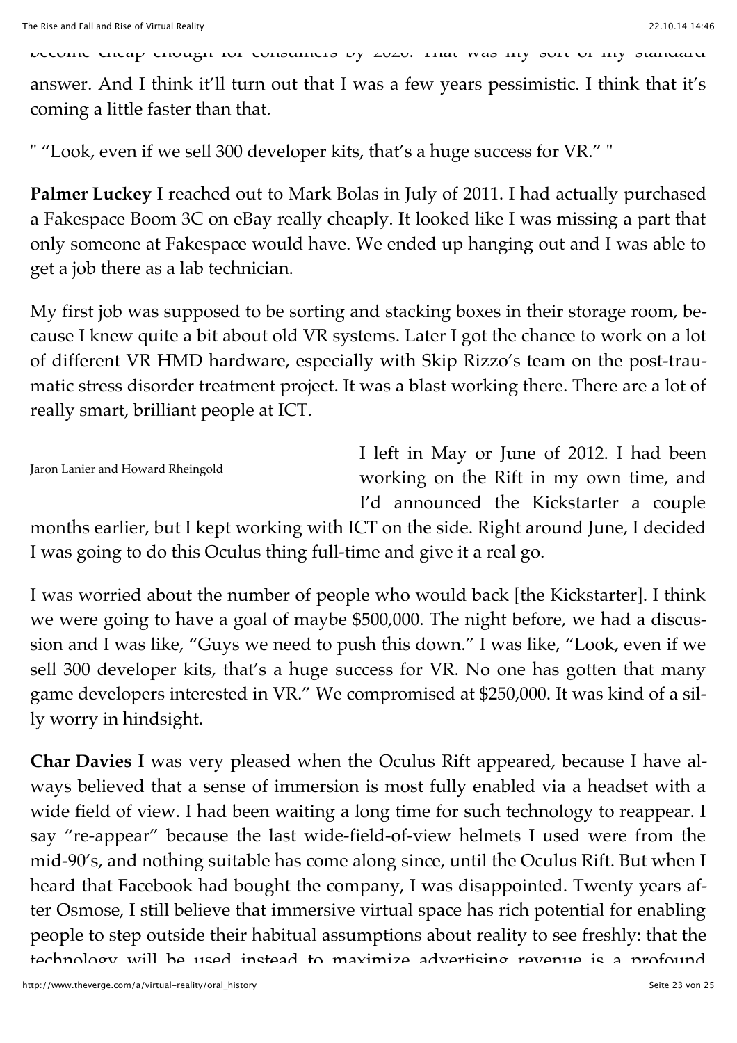become cheap enough for consumers by 2020. That was my sort of my standard answer. And I think it'll turn out that I was a few years pessimistic. I think that it's coming a little faster than that.

" "Look, even if we sell 300 developer kits, that's a huge success for VR." "

**Palmer Luckey** I reached out to Mark Bolas in July of 2011. I had actually purchased a Fakespace Boom 3C on eBay really cheaply. It looked like I was missing a part that only someone at Fakespace would have. We ended up hanging out and I was able to get a job there as a lab technician.

My first job was supposed to be sorting and stacking boxes in their storage room, because I knew quite a bit about old VR systems. Later I got the chance to work on a lot of different VR HMD hardware, especially with Skip Rizzo's team on the post-traumatic stress disorder treatment project. It was a blast working there. There are a lot of really smart, brilliant people at ICT.

Jaron Lanier and Howard Rheingold

I left in May or June of 2012. I had been working on the Rift in my own time, and I'd announced the Kickstarter a couple months earlier, but I kept working with ICT on the side. Right around June, I decided I was going to do this Oculus thing full-time and give it a real go.

I was worried about the number of people who would back [the Kickstarter]. I think we were going to have a goal of maybe $500,000. The night before, we had a discussion and I was like, "Guys we need to push this down." I was like, "Look, even if we sell 300 developer kits, that's a huge success for VR. No one has gotten that many game developers interested in VR." We compromised at $250,000. It was kind of a silly worry in hindsight.

**Char Davies** I was very pleased when the Oculus Rift appeared, because I have always believed that a sense of immersion is most fully enabled via a headset with a wide field of view. I had been waiting a long time for such technology to reappear. I say "re-appear" because the last wide-field-of-view helmets I used were from the mid-90's, and nothing suitable has come along since, until the Oculus Rift. But when I heard that Facebook had bought the company, I was disappointed. Twenty years after Osmose, I still believe that immersive virtual space has rich potential for enabling people to step outside their habitual assumptions about reality to see freshly: that the technology will be used instead to maximize advertising revenue is a profound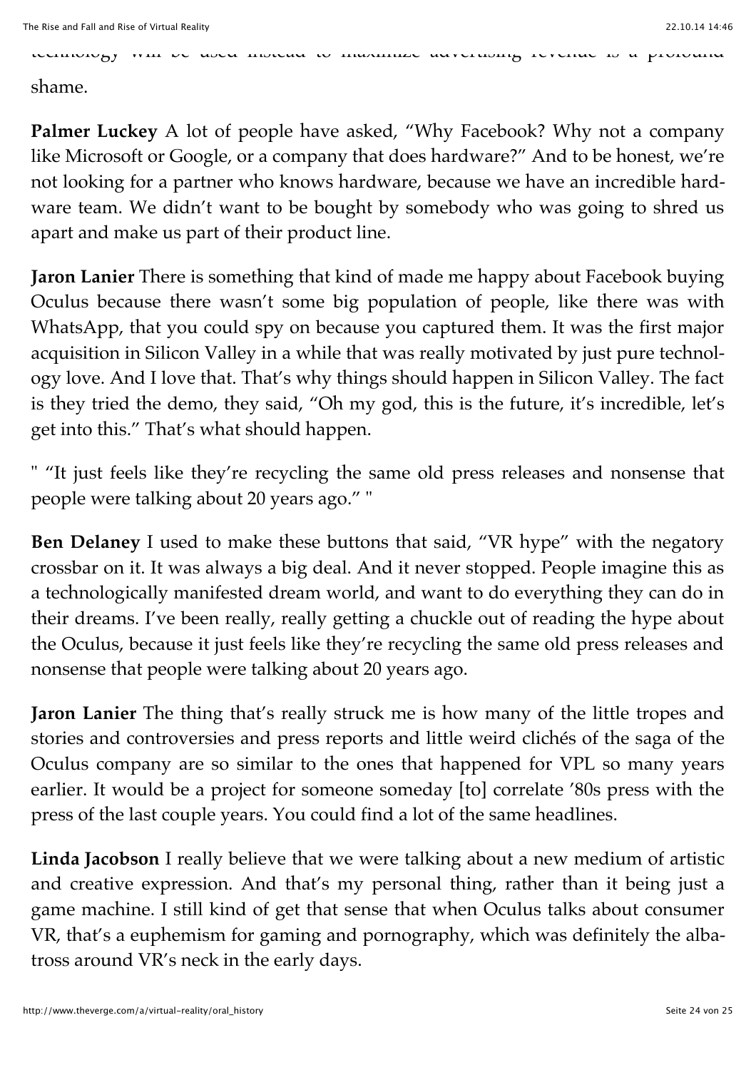technology will be used instead to maximize advertising revenue is a profound shame.

**Palmer Luckey** A lot of people have asked, "Why Facebook? Why not a company like Microsoft or Google, or a company that does hardware?" And to be honest, we're not looking for a partner who knows hardware, because we have an incredible hardware team. We didn't want to be bought by somebody who was going to shred us apart and make us part of their product line.

**Jaron Lanier** There is something that kind of made me happy about Facebook buying Oculus because there wasn't some big population of people, like there was with WhatsApp, that you could spy on because you captured them. It was the first major acquisition in Silicon Valley in a while that was really motivated by just pure technology love. And I love that. That's why things should happen in Silicon Valley. The fact is they tried the demo, they said, "Oh my god, this is the future, it's incredible, let's get into this." That's what should happen.

" "It just feels like they're recycling the same old press releases and nonsense that people were talking about 20 years ago." "

**Ben Delaney** I used to make these buttons that said, "VR hype" with the negatory crossbar on it. It was always a big deal. And it never stopped. People imagine this as a technologically manifested dream world, and want to do everything they can do in their dreams. I've been really, really getting a chuckle out of reading the hype about the Oculus, because it just feels like they're recycling the same old press releases and nonsense that people were talking about 20 years ago.

**Jaron Lanier** The thing that's really struck me is how many of the little tropes and stories and controversies and press reports and little weird clichés of the saga of the Oculus company are so similar to the ones that happened for VPL so many years earlier. It would be a project for someone someday [to] correlate '80s press with the press of the last couple years. You could find a lot of the same headlines.

**Linda Jacobson** I really believe that we were talking about a new medium of artistic and creative expression. And that's my personal thing, rather than it being just a game machine. I still kind of get that sense that when Oculus talks about consumer VR, that's a euphemism for gaming and pornography, which was definitely the albatross around VR's neck in the early days.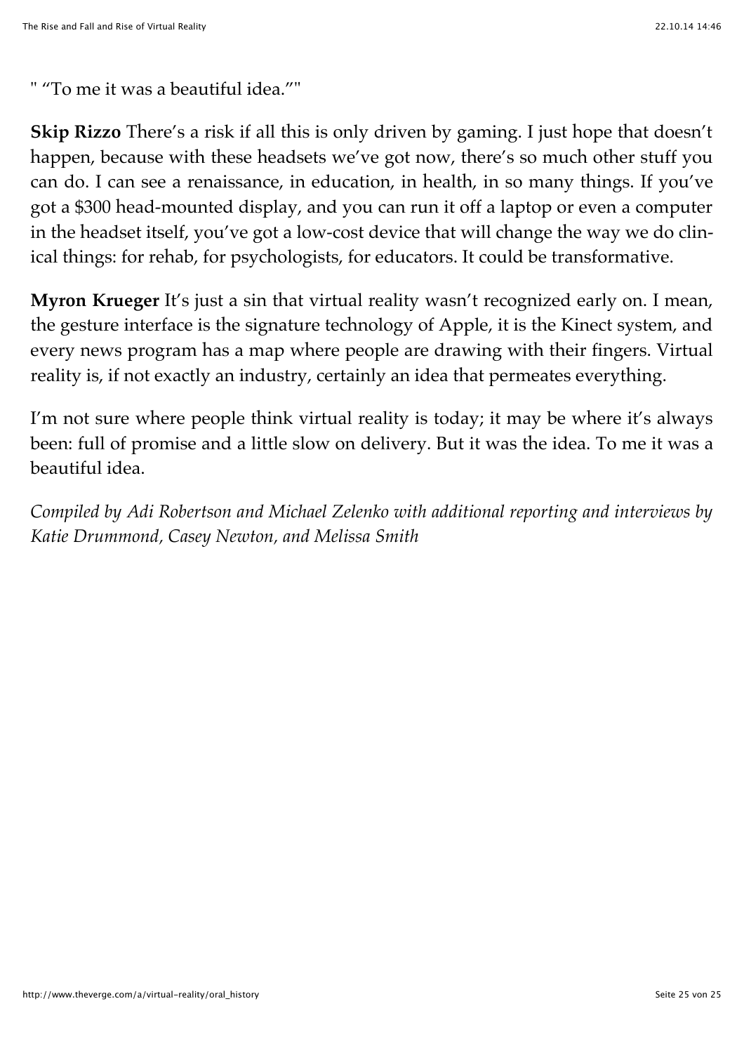" "To me it was a beautiful idea.""

**Skip Rizzo** There's a risk if all this is only driven by gaming. I just hope that doesn't happen, because with these headsets we've got now, there's so much other stuff you can do. I can see a renaissance, in education, in health, in so many things. If you've got a $300 head-mounted display, and you can run it off a laptop or even a computer in the headset itself, you've got a low-cost device that will change the way we do clinical things: for rehab, for psychologists, for educators. It could be transformative.

**Myron Krueger** It's just a sin that virtual reality wasn't recognized early on. I mean, the gesture interface is the signature technology of Apple, it is the Kinect system, and every news program has a map where people are drawing with their fingers. Virtual reality is, if not exactly an industry, certainly an idea that permeates everything.

I'm not sure where people think virtual reality is today; it may be where it's always been: full of promise and a little slow on delivery. But it was the idea. To me it was a beautiful idea.

*Compiled by Adi Robertson and Michael Zelenko with additional reporting and interviews by Katie Drummond, Casey Newton, and Melissa Smith*